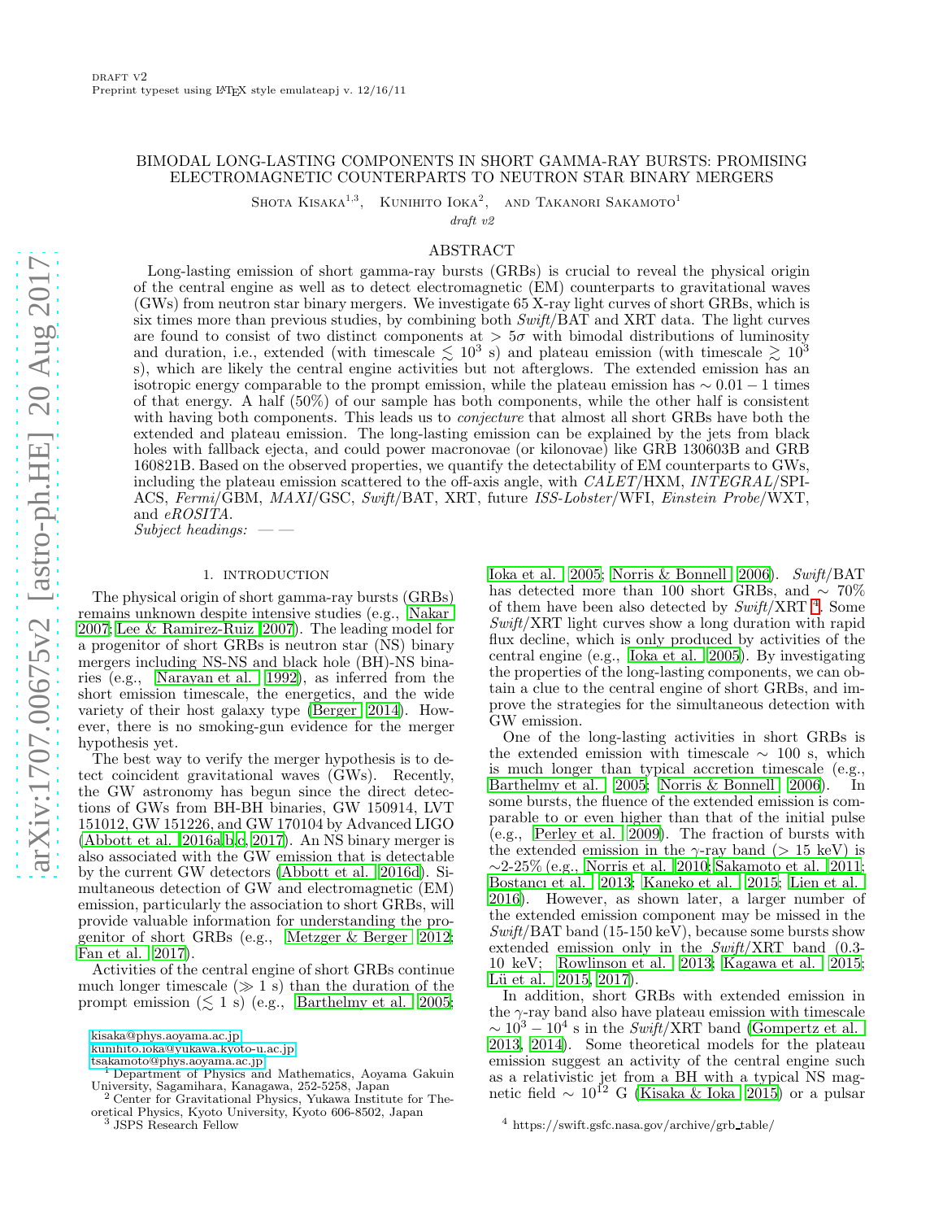draft v2

Preprint typeset using LaTeX style emulateapj v. 12/16/11

# BIMODAL LONG-LASTING COMPONENTS IN SHORT GAMMA-RAY BURSTS: PROMISING ELECTROMAGNETIC COUNTERPARTS TO NEUTRON STAR BINARY MERGERS

Shota Kisaka[1,3], Kunihito Ioka[2], and Takanori Sakamoto[1]

*draft v2*

## ABSTRACT

Long-lasting emission of short gamma-ray bursts (GRBs) is crucial to reveal the physical origin of the central engine as well as to detect electromagnetic (EM) counterparts to gravitational waves (GWs) from neutron star binary mergers. We investigate 65 X-ray light curves of short GRBs, which is six times more than previous studies, by combining both *Swift*/BAT and XRT data. The light curves are found to consist of two distinct components at $> 5\sigma$ with bimodal distributions of luminosity and duration, i.e., extended (with timescale $\lesssim 10^3$ s) and plateau emission (with timescale $\gtrsim 10^3$ s), which are likely the central engine activities but not afterglows. The extended emission has an isotropic energy comparable to the prompt emission, while the plateau emission has $\sim 0.01 - 1$ times of that energy. A half (50%) of our sample has both components, while the other half is consistent with having both components. This leads us to *conjecture* that almost all short GRBs have both the extended and plateau emission. The long-lasting emission can be explained by the jets from black holes with fallback ejecta, and could power macronovae (or kilonovae) like GRB 130603B and GRB 160821B. Based on the observed properties, we quantify the detectability of EM counterparts to GWs, including the plateau emission scattered to the off-axis angle, with *CALET*/HXM, *INTEGRAL*/SPI-ACS, *Fermi*/GBM, *MAXI*/GSC, *Swift*/BAT, XRT, future *ISS-Lobster*/WFI, *Einstein Probe*/WXT, and *eROSITA*.

*Subject headings:* — —

## 1. INTRODUCTION

The physical origin of short gamma-ray bursts (GRBs) remains unknown despite intensive studies (e.g., Nakar 2007; Lee & Ramirez-Ruiz 2007). The leading model for a progenitor of short GRBs is neutron star (NS) binary mergers including NS-NS and black hole (BH)-NS binaries (e.g., Narayan et al. 1992), as inferred from the short emission timescale, the energetics, and the wide variety of their host galaxy type (Berger 2014). However, there is no smoking-gun evidence for the merger hypothesis yet.

The best way to verify the merger hypothesis is to detect coincident gravitational waves (GWs). Recently, the GW astronomy has begun since the direct detections of GWs from BH-BH binaries, GW 150914, LVT 151012, GW 151226, and GW 170104 by Advanced LIGO (Abbott et al. 2016a,b,c, 2017). An NS binary merger is also associated with the GW emission that is detectable by the current GW detectors (Abbott et al. 2016d). Simultaneous detection of GW and electromagnetic (EM) emission, particularly the association to short GRBs, will provide valuable information for understanding the progenitor of short GRBs (e.g., Metzger & Berger 2012; Fan et al. 2017).

Activities of the central engine of short GRBs continue much longer timescale ($\gg 1$ s) than the duration of the prompt emission ($\lesssim 1$ s) (e.g., Barthelmy et al. 2005; Ioka et al. 2005; Norris & Bonnell 2006). *Swift*/BAT has detected more than 100 short GRBs, and $\sim 70$% of them have been also detected by *Swift*/XRT [4]. Some *Swift*/XRT light curves show a long duration with rapid flux decline, which is only produced by activities of the central engine (e.g., Ioka et al. 2005). By investigating the properties of the long-lasting components, we can obtain a clue to the central engine of short GRBs, and improve the strategies for the simultaneous detection with GW emission.

One of the long-lasting activities in short GRBs is the extended emission with timescale $\sim 100$ s, which is much longer than typical accretion timescale (e.g., Barthelmy et al. 2005; Norris & Bonnell 2006). In some bursts, the fluence of the extended emission is comparable to or even higher than that of the initial pulse (e.g., Perley et al. 2009). The fraction of bursts with the extended emission in the $\gamma$-ray band ($> 15$ keV) is $\sim$2-25% (e.g., Norris et al. 2010; Sakamoto et al. 2011; Bostancı et al. 2013; Kaneko et al. 2015; Lien et al. 2016). However, as shown later, a larger number of the extended emission component may be missed in the *Swift*/BAT band (15-150 keV), because some bursts show extended emission only in the *Swift*/XRT band (0.3-10 keV; Rowlinson et al. 2013; Kagawa et al. 2015; Lü et al. 2015, 2017).

In addition, short GRBs with extended emission in the $\gamma$-ray band also have plateau emission with timescale $\sim 10^3 - 10^4$ s in the *Swift*/XRT band (Gompertz et al. 2013, 2014). Some theoretical models for the plateau emission suggest an activity of the central engine such as a relativistic jet from a BH with a typical NS magnetic field $\sim 10^{12}$ G (Kisaka & Ioka 2015) or a pulsar

kisaka@phys.aoyama.ac.jp
kunihito.ioka@yukawa.kyoto-u.ac.jp
tsakamoto@phys.aoyama.ac.jp

[1] Department of Physics and Mathematics, Aoyama Gakuin University, Sagamihara, Kanagawa, 252-5258, Japan

[2] Center for Gravitational Physics, Yukawa Institute for Theoretical Physics, Kyoto University, Kyoto 606-8502, Japan

[3] JSPS Research Fellow

[4] https://swift.gsfc.nasa.gov/archive/grb_table/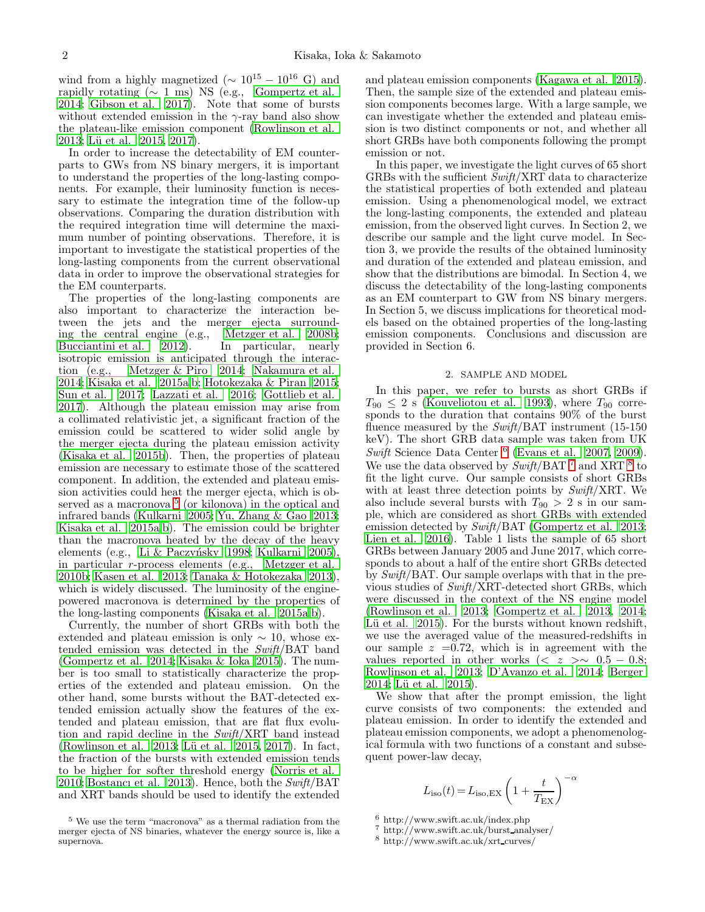wind from a highly magnetized ($\sim 10^{15} - 10^{16}$ G) and rapidly rotating ($\sim$ 1 ms) NS (e.g., Gompertz et al. 2014; Gibson et al. 2017). Note that some of bursts without extended emission in the $\gamma$-ray band also show the plateau-like emission component (Rowlinson et al. 2013; Lü et al. 2015, 2017).

In order to increase the detectability of EM counterparts to GWs from NS binary mergers, it is important to understand the properties of the long-lasting components. For example, their luminosity function is necessary to estimate the integration time of the follow-up observations. Comparing the duration distribution with the required integration time will determine the maximum number of pointing observations. Therefore, it is important to investigate the statistical properties of the long-lasting components from the current observational data in order to improve the observational strategies for the EM counterparts.

The properties of the long-lasting components are also important to characterize the interaction between the jets and the merger ejecta surrounding the central engine (e.g., Metzger et al. 2008b; Bucciantini et al. 2012). In particular, nearly isotropic emission is anticipated through the interaction (e.g., Metzger & Piro 2014; Nakamura et al. 2014; Kisaka et al. 2015a,b; Hotokezaka & Piran 2015; Sun et al. 2017; Lazzati et al. 2016; Gottlieb et al. 2017). Although the plateau emission may arise from a collimated relativistic jet, a significant fraction of the emission could be scattered to wider solid angle by the merger ejecta during the plateau emission activity (Kisaka et al. 2015b). Then, the properties of plateau emission are necessary to estimate those of the scattered component. In addition, the extended and plateau emission activities could heat the merger ejecta, which is observed as a macronova [5] (or kilonova) in the optical and infrared bands (Kulkarni 2005; Yu, Zhang & Gao 2013; Kisaka et al. 2015a,b). The emission could be brighter than the macronova heated by the decay of the heavy elements (e.g., Li & Paczyński 1998; Kulkarni 2005), in particular $r$-process elements (e.g., Metzger et al. 2010b; Kasen et al. 2013; Tanaka & Hotokezaka 2013), which is widely discussed. The luminosity of the engine-powered macronova is determined by the properties of the long-lasting components (Kisaka et al. 2015a,b).

Currently, the number of short GRBs with both the extended and plateau emission is only $\sim$ 10, whose extended emission was detected in the *Swift*/BAT band (Gompertz et al. 2014; Kisaka & Ioka 2015). The number is too small to statistically characterize the properties of the extended and plateau emission. On the other hand, some bursts without the BAT-detected extended emission actually show the features of the extended and plateau emission, that are flat flux evolution and rapid decline in the *Swift*/XRT band instead (Rowlinson et al. 2013; Lü et al. 2015, 2017). In fact, the fraction of the bursts with extended emission tends to be higher for softer threshold energy (Norris et al. 2010; Bostancı et al. 2013). Hence, both the *Swift*/BAT and XRT bands should be used to identify the extended and plateau emission components (Kagawa et al. 2015). Then, the sample size of the extended and plateau emission components becomes large. With a large sample, we can investigate whether the extended and plateau emission is two distinct components or not, and whether all short GRBs have both components following the prompt emission or not.

In this paper, we investigate the light curves of 65 short GRBs with the sufficient *Swift*/XRT data to characterize the statistical properties of both extended and plateau emission. Using a phenomenological model, we extract the long-lasting components, the extended and plateau emission, from the observed light curves. In Section 2, we describe our sample and the light curve model. In Section 3, we provide the results of the obtained luminosity and duration of the extended and plateau emission, and show that the distributions are bimodal. In Section 4, we discuss the detectability of the long-lasting components as an EM counterpart to GW from NS binary mergers. In Section 5, we discuss implications for theoretical models based on the obtained properties of the long-lasting emission components. Conclusions and discussion are provided in Section 6.

## 2. SAMPLE AND MODEL

In this paper, we refer to bursts as short GRBs if $T_{90} \leq 2$ s (Kouveliotou et al. 1993), where $T_{90}$ corresponds to the duration that contains 90% of the burst fluence measured by the *Swift*/BAT instrument (15-150 keV). The short GRB data sample was taken from UK *Swift* Science Data Center [6] (Evans et al. 2007, 2009). We use the data observed by *Swift*/BAT [7] and XRT [8] to fit the light curve. Our sample consists of short GRBs with at least three detection points by *Swift*/XRT. We also include several bursts with $T_{90} > 2$ s in our sample, which are considered as short GRBs with extended emission detected by *Swift*/BAT (Gompertz et al. 2013; Lien et al. 2016). Table 1 lists the sample of 65 short GRBs between January 2005 and June 2017, which corresponds to about a half of the entire short GRBs detected by *Swift*/BAT. Our sample overlaps with that in the previous studies of *Swift*/XRT-detected short GRBs, which were discussed in the context of the NS engine model (Rowlinson et al. 2013; Gompertz et al. 2013, 2014; Lü et al. 2015). For the bursts without known redshift, we use the averaged value of the measured-redshifts in our sample $z$ =0.72, which is in agreement with the values reported in other works ($< z > \sim 0.5 - 0.8$; Rowlinson et al. 2013; D'Avanzo et al. 2014; Berger 2014; Lü et al. 2015).

We show that after the prompt emission, the light curve consists of two components: the extended and plateau emission. In order to identify the extended and plateau emission components, we adopt a phenomenological formula with two functions of a constant and subsequent power-law decay,

$$L_{\rm iso}(t) = L_{\rm iso,EX}\left(1 + \frac{t}{T_{\rm EX}}\right)^{-\alpha}$$

[5] We use the term "macronova" as a thermal radiation from the merger ejecta of NS binaries, whatever the energy source is, like a supernova.

[6] http://www.swift.ac.uk/index.php

[7] http://www.swift.ac.uk/burst_analyser/

[8] http://www.swift.ac.uk/xrt_curves/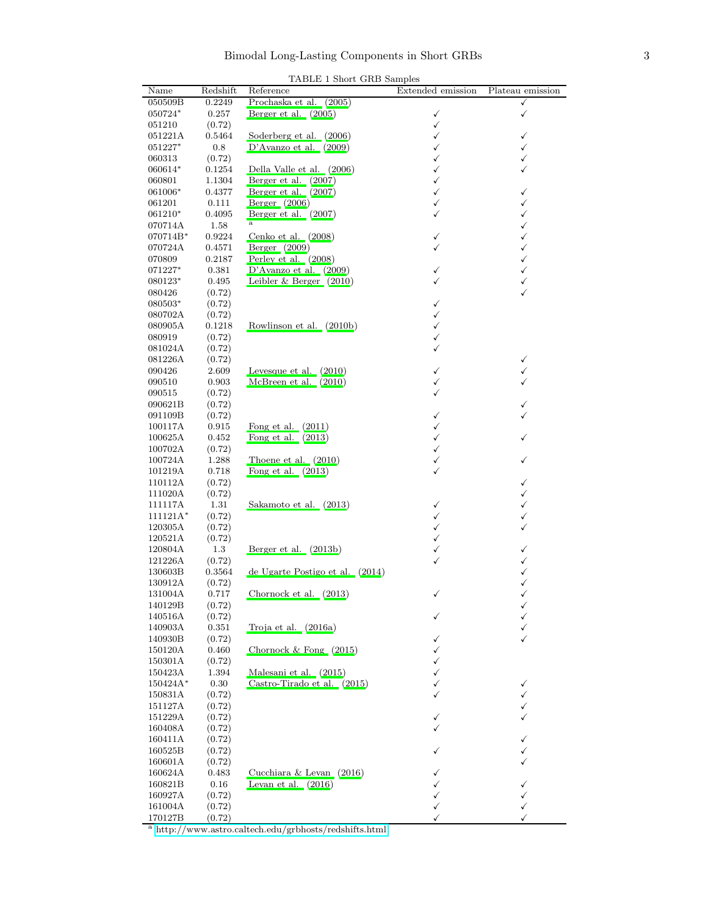TABLE 1 Short GRB Samples

| Name | Redshift | Reference | Extended emission | Plateau emission |
|---|---|---|---|---|
| 050509B | 0.2249 | Prochaska et al. (2005) | | ✓ |
| 050724* | 0.257 | Berger et al. (2005) | ✓ | ✓ |
| 051210 | (0.72) | | ✓ | |
| 051221A | 0.5464 | Soderberg et al. (2006) | ✓ | ✓ |
| 051227* | 0.8 | D'Avanzo et al. (2009) | ✓ | ✓ |
| 060313 | (0.72) | | ✓ | ✓ |
| 060614* | 0.1254 | Della Valle et al. (2006) | ✓ | ✓ |
| 060801 | 1.1304 | Berger et al. (2007) | ✓ | |
| 061006* | 0.4377 | Berger et al. (2007) | ✓ | ✓ |
| 061201 | 0.111 | Berger (2006) | ✓ | ✓ |
| 061210* | 0.4095 | Berger et al. (2007) | ✓ | ✓ |
| 070714A | 1.58 | [a] | | ✓ |
| 070714B* | 0.9224 | Cenko et al. (2008) | ✓ | ✓ |
| 070724A | 0.4571 | Berger (2009) | ✓ | ✓ |
| 070809 | 0.2187 | Perley et al. (2008) | | ✓ |
| 071227* | 0.381 | D'Avanzo et al. (2009) | ✓ | ✓ |
| 080123* | 0.495 | Leibler & Berger (2010) | ✓ | ✓ |
| 080426 | (0.72) | | | ✓ |
| 080503* | (0.72) | | ✓ | |
| 080702A | (0.72) | | ✓ | |
| 080905A | 0.1218 | Rowlinson et al. (2010b) | ✓ | |
| 080919 | (0.72) | | ✓ | |
| 081024A | (0.72) | | ✓ | |
| 081226A | (0.72) | | | ✓ |
| 090426 | 2.609 | Levesque et al. (2010) | ✓ | ✓ |
| 090510 | 0.903 | McBreen et al. (2010) | ✓ | ✓ |
| 090515 | (0.72) | | ✓ | |
| 090621B | (0.72) | | | ✓ |
| 091109B | (0.72) | | ✓ | ✓ |
| 100117A | 0.915 | Fong et al. (2011) | ✓ | |
| 100625A | 0.452 | Fong et al. (2013) | ✓ | ✓ |
| 100702A | (0.72) | | ✓ | |
| 100724A | 1.288 | Thoene et al. (2010) | ✓ | ✓ |
| 101219A | 0.718 | Fong et al. (2013) | ✓ | |
| 110112A | (0.72) | | | ✓ |
| 111020A | (0.72) | | | ✓ |
| 111117A | 1.31 | Sakamoto et al. (2013) | ✓ | ✓ |
| 111121A* | (0.72) | | ✓ | ✓ |
| 120305A | (0.72) | | ✓ | ✓ |
| 120521A | (0.72) | | ✓ | |
| 120804A | 1.3 | Berger et al. (2013b) | ✓ | ✓ |
| 121226A | (0.72) | | ✓ | ✓ |
| 130603B | 0.3564 | de Ugarte Postigo et al. (2014) | | ✓ |
| 130912A | (0.72) | | | ✓ |
| 131004A | 0.717 | Chornock et al. (2013) | ✓ | ✓ |
| 140129B | (0.72) | | | ✓ |
| 140516A | (0.72) | | ✓ | ✓ |
| 140903A | 0.351 | Troja et al. (2016a) | | ✓ |
| 140930B | (0.72) | | ✓ | ✓ |
| 150120A | 0.460 | Chornock & Fong (2015) | ✓ | |
| 150301A | (0.72) | | ✓ | |
| 150423A | 1.394 | Malesani et al. (2015) | ✓ | |
| 150424A* | 0.30 | Castro-Tirado et al. (2015) | ✓ | ✓ |
| 150831A | (0.72) | | ✓ | ✓ |
| 151127A | (0.72) | | | ✓ |
| 151229A | (0.72) | | ✓ | ✓ |
| 160408A | (0.72) | | ✓ | |
| 160411A | (0.72) | | | ✓ |
| 160525B | (0.72) | | ✓ | ✓ |
| 160601A | (0.72) | | | ✓ |
| 160624A | 0.483 | Cucchiara & Levan (2016) | ✓ | |
| 160821B | 0.16 | Levan et al. (2016) | ✓ | ✓ |
| 160927A | (0.72) | | ✓ | ✓ |
| 161004A | (0.72) | | ✓ | ✓ |
| 170127B | (0.72) | | ✓ | ✓ |

[a] http://www.astro.caltech.edu/grbhosts/redshifts.html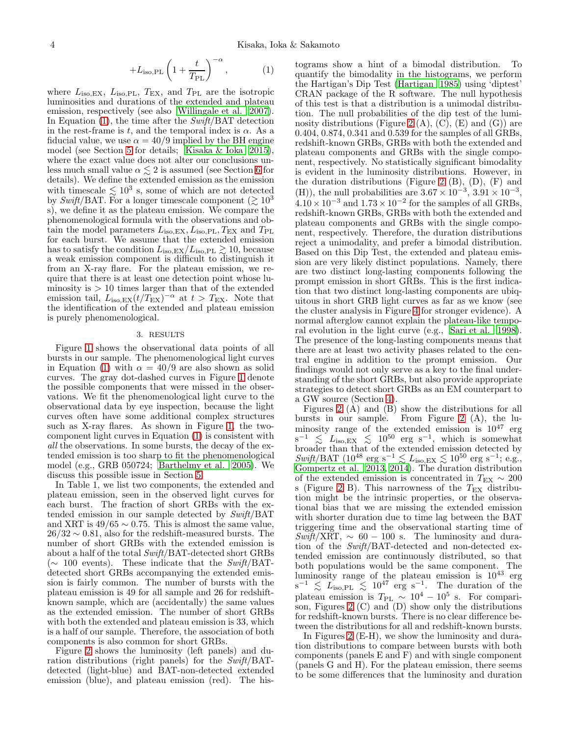$$+L_{\rm iso,PL}\left(1+\frac{t}{T_{\rm PL}}\right)^{-\alpha}, \qquad (1)$$

where $L_{\rm iso,EX}$, $L_{\rm iso,PL}$, $T_{\rm EX}$, and $T_{\rm PL}$ are the isotropic luminosities and durations of the extended and plateau emission, respectively (see also Willingale et al. 2007). In Equation (1), the time after the *Swift*/BAT detection in the rest-frame is $t$, and the temporal index is $\alpha$. As a fiducial value, we use $\alpha = 40/9$ implied by the BH engine model (see Section 5 for details; Kisaka & Ioka 2015), where the exact value does not alter our conclusions unless much small value $\alpha \lesssim 2$ is assumed (see Section 6 for details). We define the extended emission as the emission with timescale $\lesssim 10^3$ s, some of which are not detected by *Swift*/BAT. For a longer timescale component ($\gtrsim 10^3$ s), we define it as the plateau emission. We compare the phenomenological formula with the observations and obtain the model parameters $L_{\rm iso,EX}, L_{\rm iso,PL}, T_{\rm EX}$ and $T_{\rm PL}$ for each burst. We assume that the extended emission has to satisfy the condition $L_{\rm iso,EX}/L_{\rm iso,PL} \gtrsim 10$, because a weak emission component is difficult to distinguish it from an X-ray flare. For the plateau emission, we require that there is at least one detection point whose luminosity is $> 10$ times larger than that of the extended emission tail, $L_{\rm iso,EX}(t/T_{\rm EX})^{-\alpha}$ at $t > T_{\rm EX}$. Note that the identification of the extended and plateau emission is purely phenomenological.

## 3. RESULTS

Figure 1 shows the observational data points of all bursts in our sample. The phenomenological light curves in Equation (1) with $\alpha = 40/9$ are also shown as solid curves. The gray dot-dashed curves in Figure 1 denote the possible components that were missed in the observations. We fit the phenomenological light curve to the observational data by eye inspection, because the light curves often have some additional complex structures such as X-ray flares. As shown in Figure 1, the two-component light curves in Equation (1) is consistent with *all* the observations. In some bursts, the decay of the extended emission is too sharp to fit the phenomenological model (e.g., GRB 050724; Barthelmy et al. 2005). We discuss this possible issue in Section 5.

In Table 1, we list two components, the extended and plateau emission, seen in the observed light curves for each burst. The fraction of short GRBs with the extended emission in our sample detected by *Swift*/BAT and XRT is $49/65 \sim 0.75$. This is almost the same value, $26/32 \sim 0.81$, also for the redshift-measured bursts. The number of short GRBs with the extended emission is about a half of the total *Swift*/BAT-detected short GRBs ($\sim$ 100 events). These indicate that the *Swift*/BAT-detected short GRBs accompanying the extended emission is fairly common. The number of bursts with the plateau emission is 49 for all sample and 26 for redshift-known sample, which are (accidentally) the same values as the extended emission. The number of short GRBs with both the extended and plateau emission is 33, which is a half of our sample. Therefore, the association of both components is also common for short GRBs.

Figure 2 shows the luminosity (left panels) and duration distributions (right panels) for the *Swift*/BAT-detected (light-blue) and BAT-non-detected extended emission (blue), and plateau emission (red). The histograms show a hint of a bimodal distribution. To quantify the bimodality in the histograms, we perform the Hartigan's Dip Test (Hartigan 1985) using 'diptest' CRAN package of the R software. The null hypothesis of this test is that a distribution is a unimodal distribution. The null probabilities of the dip test of the luminosity distributions (Figure 2 (A), (C), (E) and (G)) are 0.404, 0.874, 0.341 and 0.539 for the samples of all GRBs, redshift-known GRBs, GRBs with both the extended and plateau components and GRBs with the single component, respectively. No statistically significant bimodality is evident in the luminosity distributions. However, in the duration distributions (Figure 2 (B), (D), (F) and (H)), the null probabilities are $3.67\times10^{-3}$, $3.91\times10^{-3}$, $4.10\times10^{-3}$ and $1.73\times10^{-2}$ for the samples of all GRBs, redshift-known GRBs, GRBs with both the extended and plateau components and GRBs with the single component, respectively. Therefore, the duration distributions reject a unimodality, and prefer a bimodal distribution. Based on this Dip Test, the extended and plateau emission are very likely distinct populations. Namely, there are two distinct long-lasting components following the prompt emission in short GRBs. This is the first indication that two distinct long-lasting components are ubiquitous in short GRB light curves as far as we know (see the cluster analysis in Figure 4 for stronger evidence). A normal afterglow cannot explain the plateau-like temporal evolution in the light curve (e.g., Sari et al. 1998). The presence of the long-lasting components means that there are at least two activity phases related to the central engine in addition to the prompt emission. Our findings would not only serve as a key to the final understanding of the short GRBs, but also provide appropriate strategies to detect short GRBs as an EM counterpart to a GW source (Section 4).

Figures 2 (A) and (B) show the distributions for all bursts in our sample. From Figure 2 (A), the luminosity range of the extended emission is $10^{47}$ erg s$^{-1}$ $\lesssim L_{\rm iso,EX} \lesssim 10^{50}$ erg s$^{-1}$, which is somewhat broader than that of the extended emission detected by *Swift*/BAT ($10^{48}$ erg s$^{-1}$ $\lesssim L_{\rm iso,EX} \lesssim 10^{50}$ erg s$^{-1}$; e.g., Gompertz et al. 2013, 2014). The duration distribution of the extended emission is concentrated in $T_{\rm EX} \sim 200$ s (Figure 2 B). This narrowness of the $T_{\rm EX}$ distribution might be the intrinsic properties, or the observational bias that we are missing the extended emission with shorter duration due to time lag between the BAT triggering time and the observational starting time of *Swift*/XRT, $\sim 60-100$ s. The luminosity and duration of the *Swift*/BAT-detected and non-detected extended emission are continuously distributed, so that both populations would be the same component. The luminosity range of the plateau emission is $10^{43}$ erg s$^{-1}$ $\lesssim L_{\rm iso,PL} \lesssim 10^{47}$ erg s$^{-1}$. The duration of the plateau emission is $T_{\rm PL} \sim 10^4 - 10^5$ s. For comparison, Figures 2 (C) and (D) show only the distributions for redshift-known bursts. There is no clear difference between the distributions for all and redshift-known bursts.

In Figures 2 (E-H), we show the luminosity and duration distributions to compare between bursts with both components (panels E and F) and with single component (panels G and H). For the plateau emission, there seems to be some differences that the luminosity and duration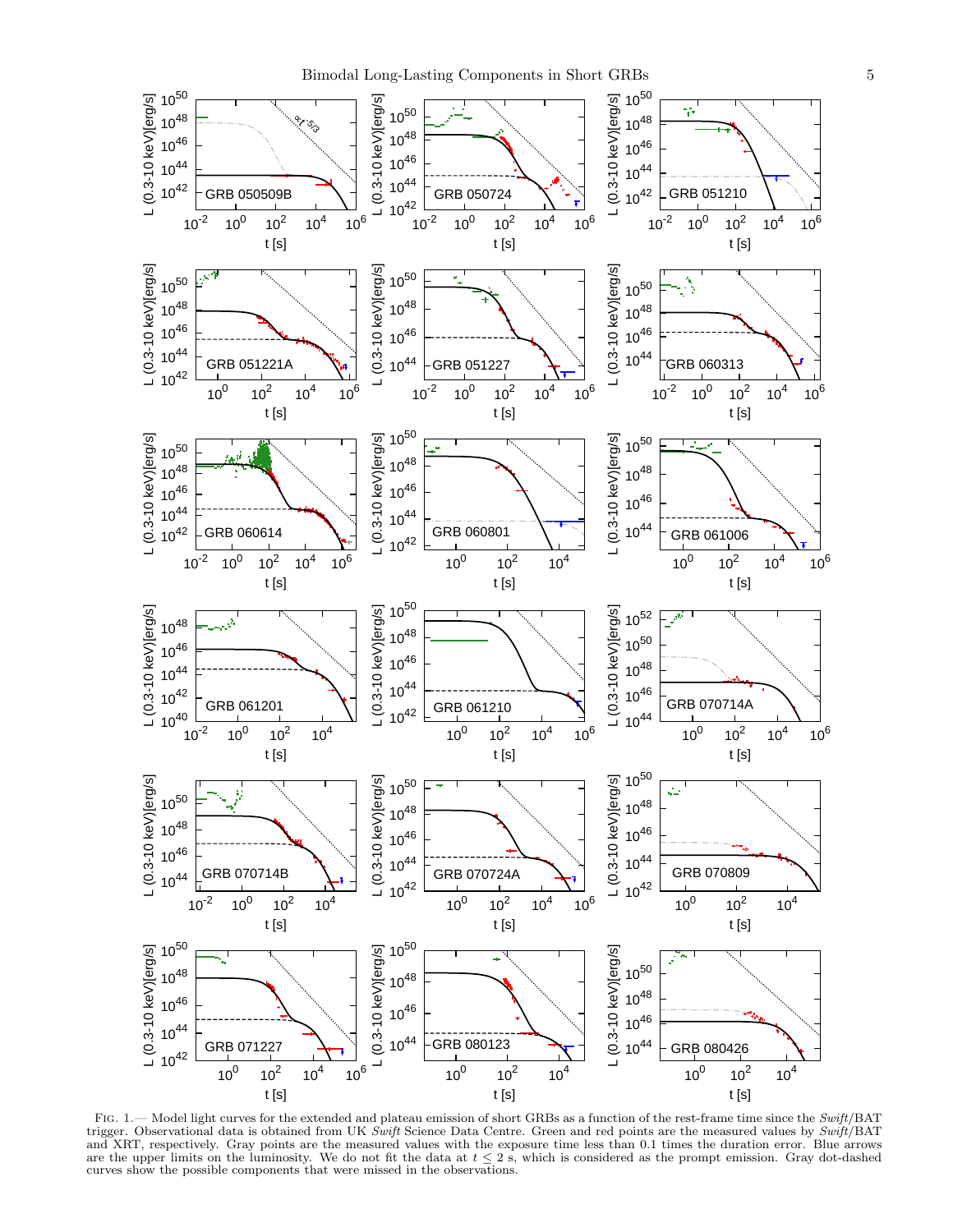Fig. 1.— Model light curves for the extended and plateau emission of short GRBs as a function of the rest-frame time since the *Swift*/BAT trigger. Observational data is obtained from UK *Swift* Science Data Centre. Green and red points are the measured values by *Swift*/BAT and XRT, respectively. Gray points are the measured values with the exposure time less than 0.1 times the duration error. Blue arrows are the upper limits on the luminosity. We do not fit the data at $t \leq 2$ s, which is considered as the prompt emission. Gray dot-dashed curves show the possible components that were missed in the observations.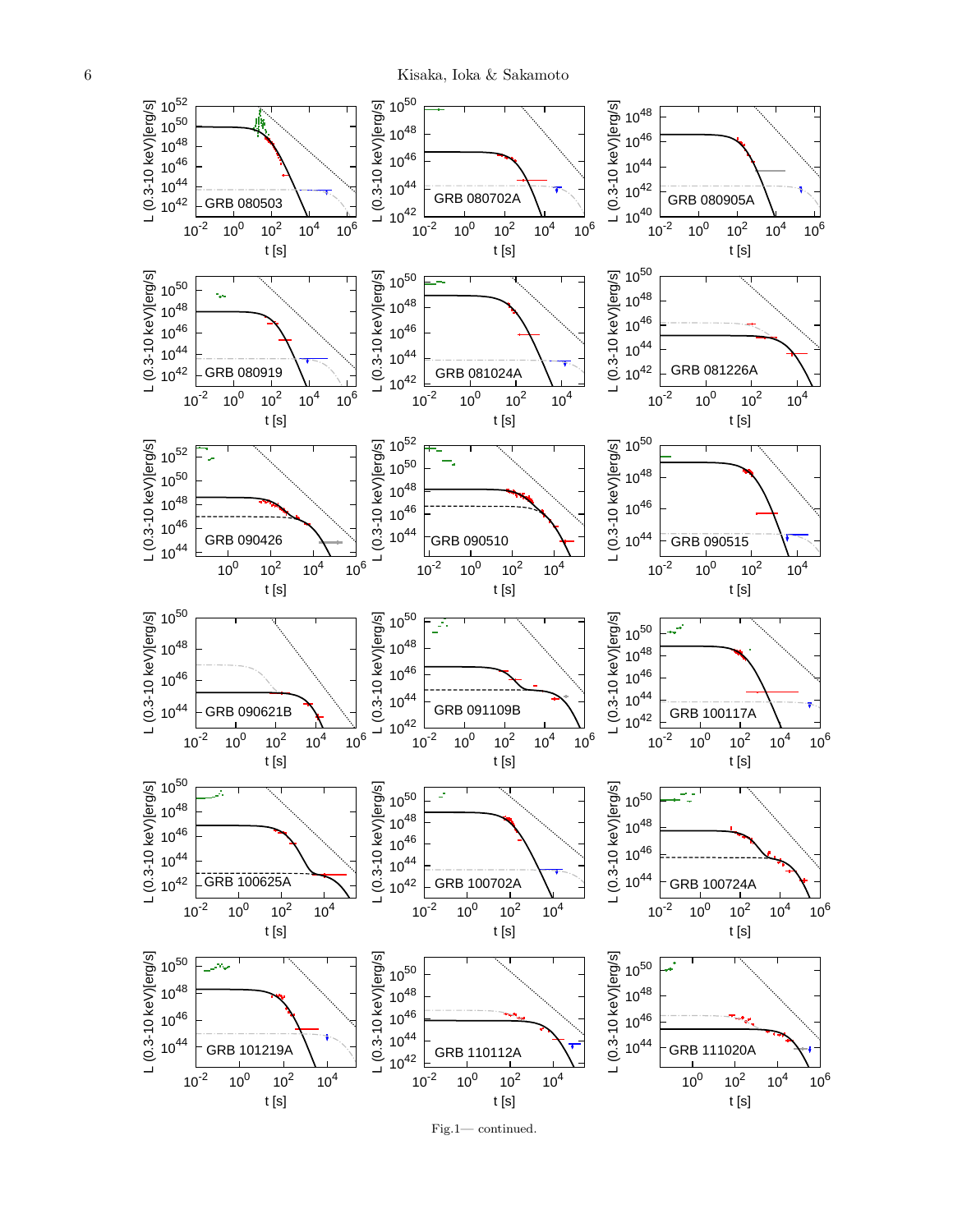Fig.1— continued.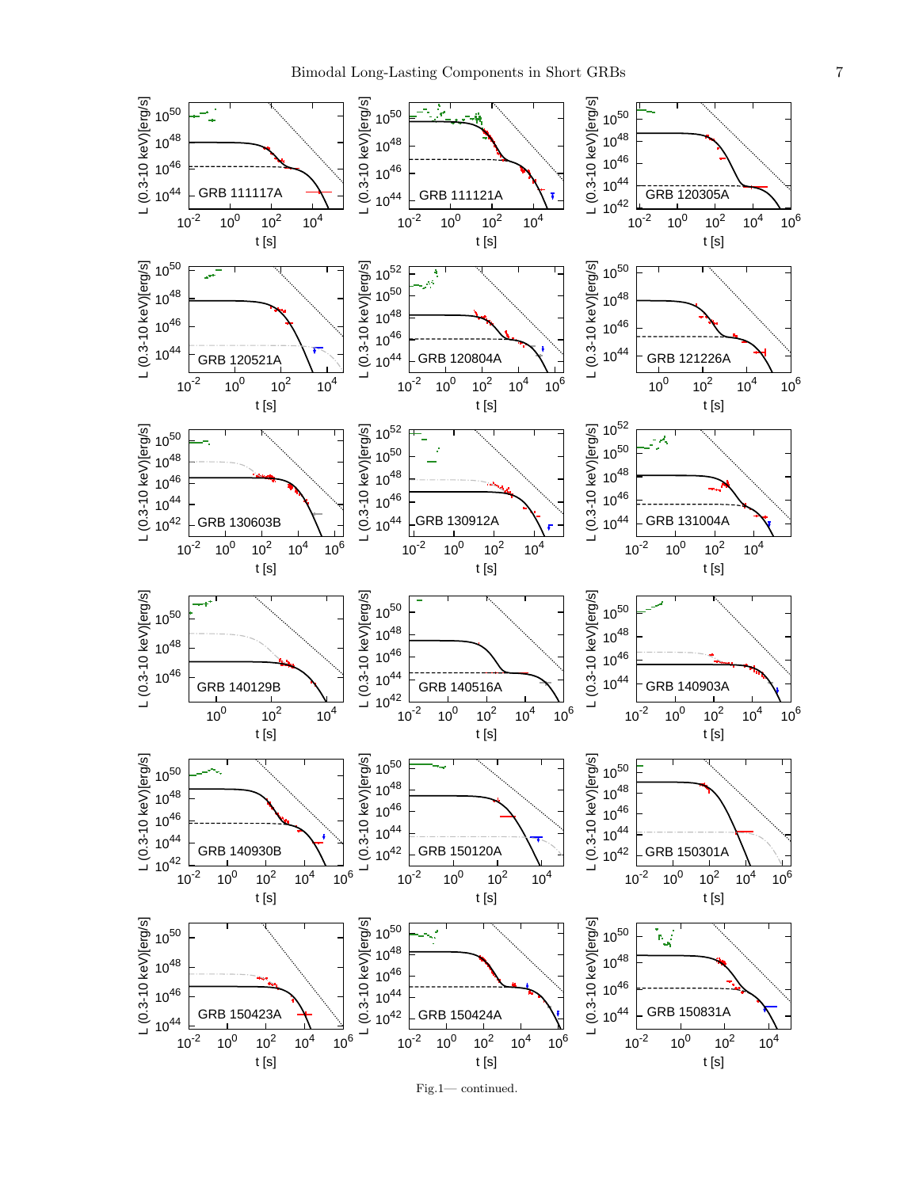Fig.1— continued.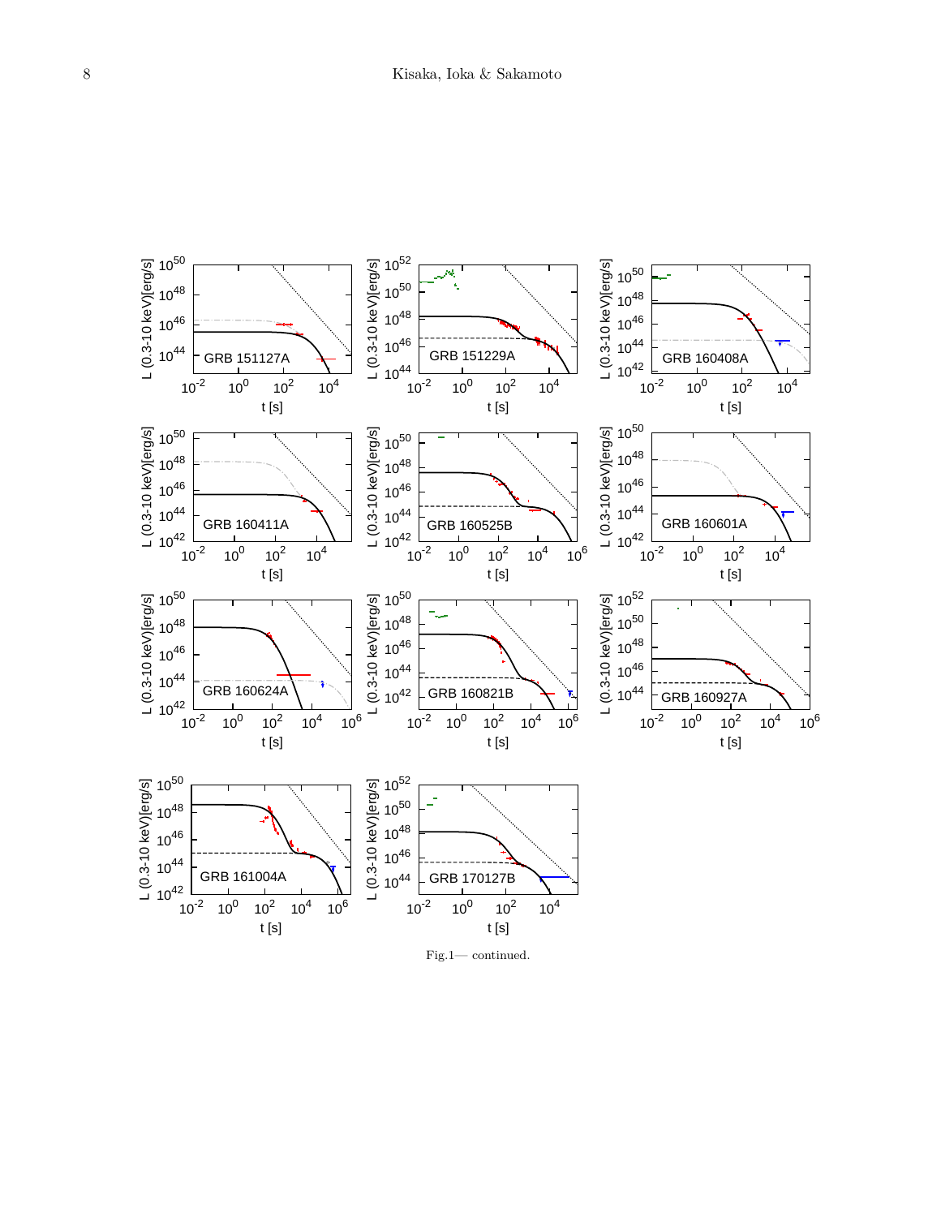Fig.1— continued.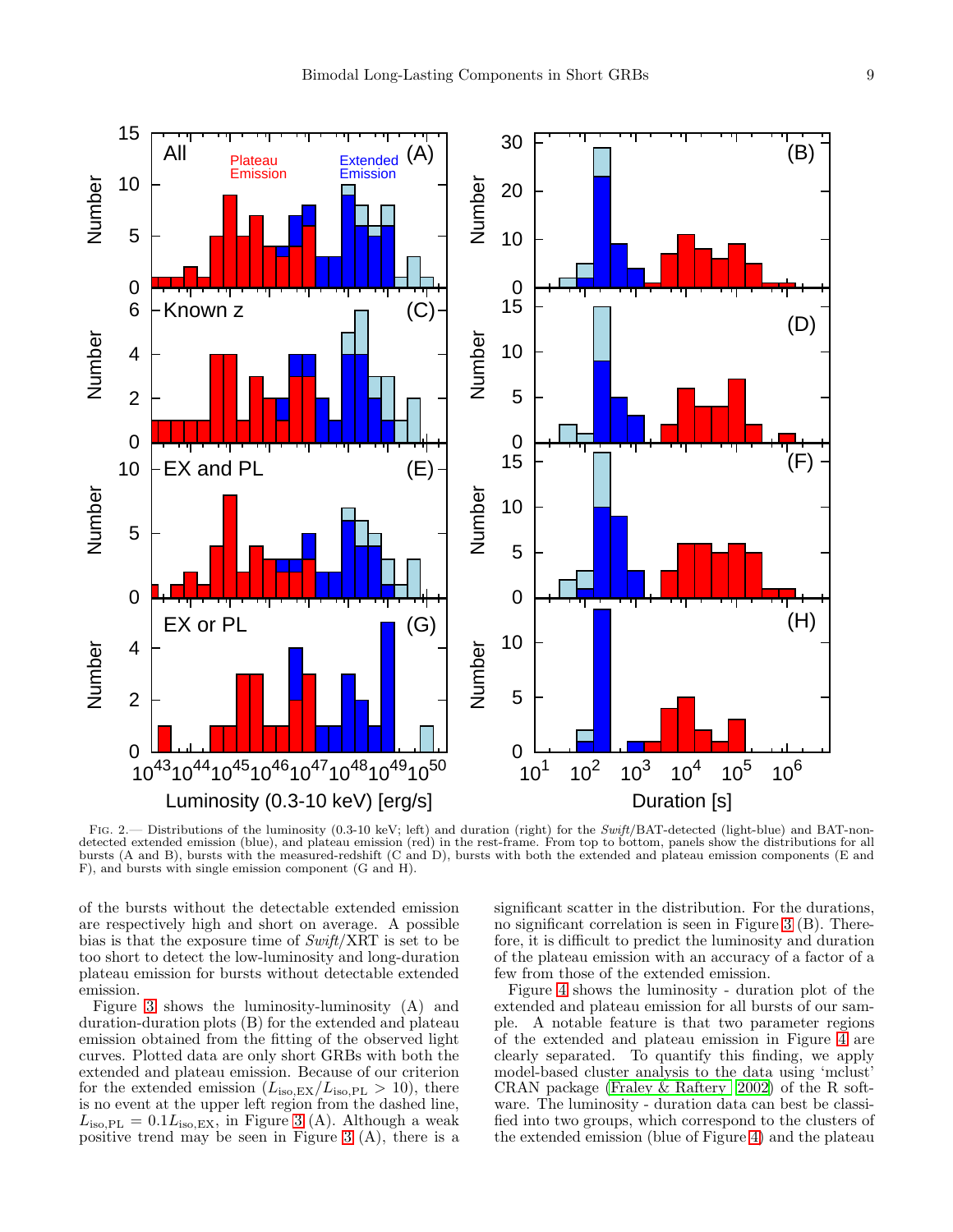Fig. 2.— Distributions of the luminosity (0.3-10 keV; left) and duration (right) for the *Swift*/BAT-detected (light-blue) and BAT-non-detected extended emission (blue), and plateau emission (red) in the rest-frame. From top to bottom, panels show the distributions for all bursts (A and B), bursts with the measured-redshift (C and D), bursts with both the extended and plateau emission components (E and F), and bursts with single emission component (G and H).

of the bursts without the detectable extended emission are respectively high and short on average. A possible bias is that the exposure time of *Swift*/XRT is set to be too short to detect the low-luminosity and long-duration plateau emission for bursts without detectable extended emission.

Figure 3 shows the luminosity-luminosity (A) and duration-duration plots (B) for the extended and plateau emission obtained from the fitting of the observed light curves. Plotted data are only short GRBs with both the extended and plateau emission. Because of our criterion for the extended emission ($L_{\rm iso,EX}/L_{\rm iso,PL} > 10$), there is no event at the upper left region from the dashed line, $L_{\rm iso,PL} = 0.1 L_{\rm iso,EX}$, in Figure 3 (A). Although a weak positive trend may be seen in Figure 3 (A), there is a significant scatter in the distribution. For the durations, no significant correlation is seen in Figure 3 (B). Therefore, it is difficult to predict the luminosity and duration of the plateau emission with an accuracy of a factor of a few from those of the extended emission.

Figure 4 shows the luminosity - duration plot of the extended and plateau emission for all bursts of our sample. A notable feature is that two parameter regions of the extended and plateau emission in Figure 4 are clearly separated. To quantify this finding, we apply model-based cluster analysis to the data using 'mclust' CRAN package (Fraley & Raftery 2002) of the R software. The luminosity - duration data can best be classified into two groups, which correspond to the clusters of the extended emission (blue of Figure 4) and the plateau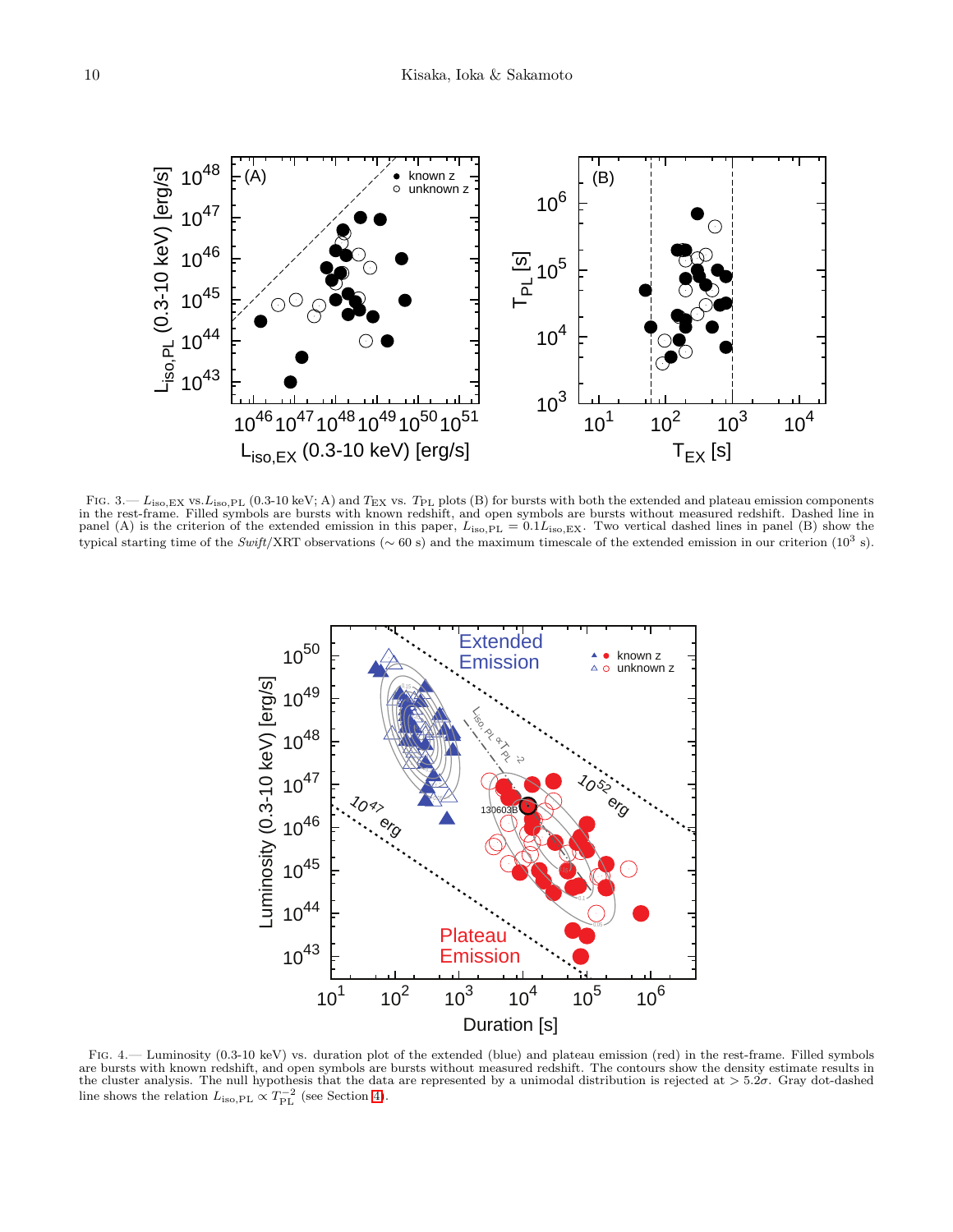FIG. 3.— $L_{\rm iso,EX}$ vs.$L_{\rm iso,PL}$ (0.3-10 keV; A) and $T_{\rm EX}$ vs. $T_{\rm PL}$ plots (B) for bursts with both the extended and plateau emission components in the rest-frame. Filled symbols are bursts with known redshift, and open symbols are bursts without measured redshift. Dashed line in panel (A) is the criterion of the extended emission in this paper, $L_{\rm iso,PL} = 0.1 L_{\rm iso,EX}$. Two vertical dashed lines in panel (B) show the typical starting time of the *Swift*/XRT observations ($\sim 60$ s) and the maximum timescale of the extended emission in our criterion ($10^3$ s).

FIG. 4.— Luminosity (0.3-10 keV) vs. duration plot of the extended (blue) and plateau emission (red) in the rest-frame. Filled symbols are bursts with known redshift, and open symbols are bursts without measured redshift. The contours show the density estimate results in the cluster analysis. The null hypothesis that the data are represented by a unimodal distribution is rejected at $> 5.2\sigma$. Gray dot-dashed line shows the relation $L_{\rm iso,PL} \propto T_{\rm PL}^{-2}$ (see Section 4).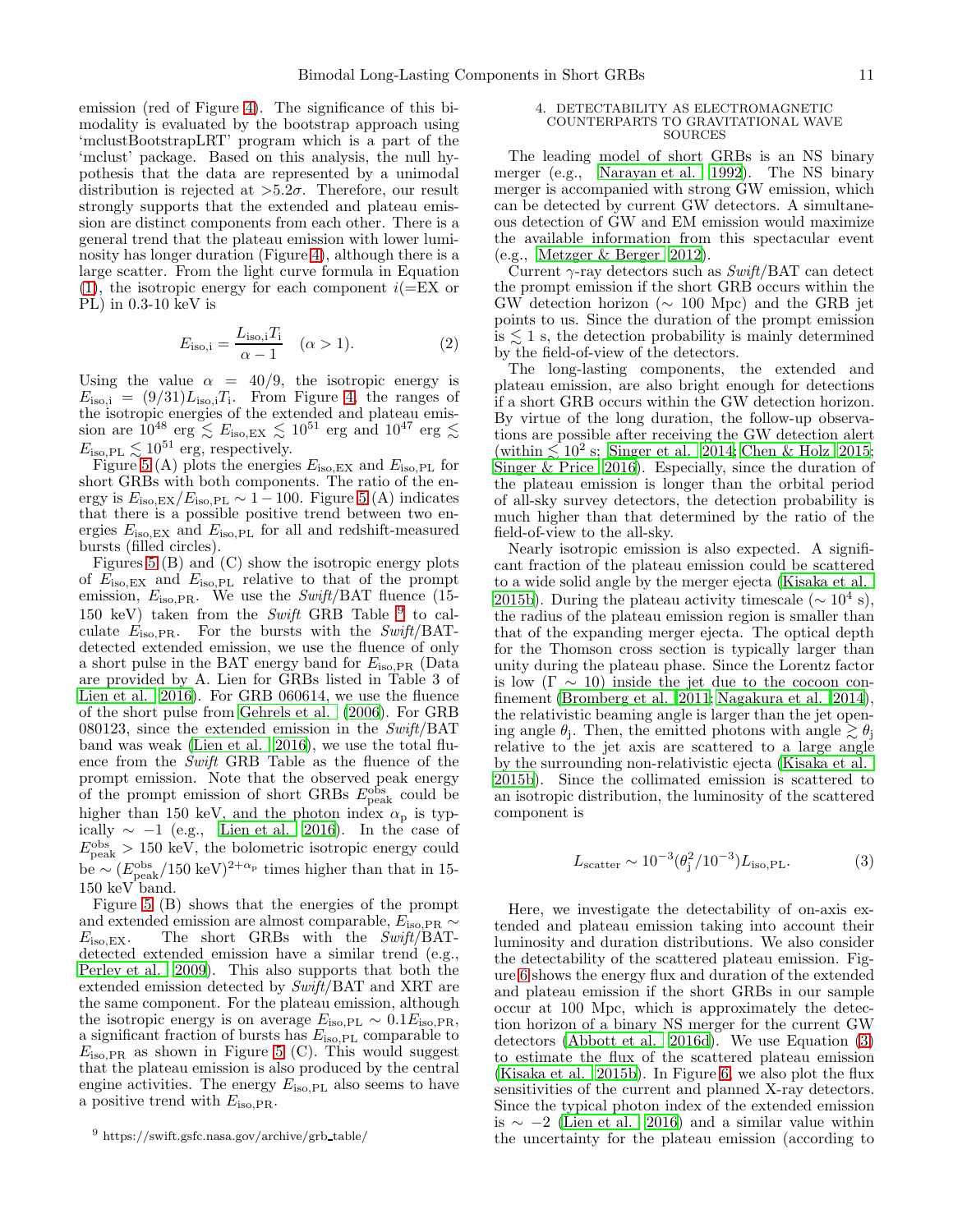emission (red of Figure 4). The significance of this bimodality is evaluated by the bootstrap approach using 'mclustBootstrapLRT' program which is a part of the 'mclust' package. Based on this analysis, the null hypothesis that the data are represented by a unimodal distribution is rejected at $>5.2\sigma$. Therefore, our result strongly supports that the extended and plateau emission are distinct components from each other. There is a general trend that the plateau emission with lower luminosity has longer duration (Figure 4), although there is a large scatter. From the light curve formula in Equation (1), the isotropic energy for each component $i$(=EX or PL) in 0.3-10 keV is

$$E_{\rm iso,i} = \frac{L_{\rm iso,i} T_{\rm i}}{\alpha - 1} \quad (\alpha > 1). \tag{2}$$

Using the value $\alpha = 40/9$, the isotropic energy is $E_{\rm iso,i} = (9/31) L_{\rm iso,i} T_{\rm i}$. From Figure 4, the ranges of the isotropic energies of the extended and plateau emission are $10^{48}$ erg $\lesssim E_{\rm iso,EX} \lesssim 10^{51}$ erg and $10^{47}$ erg $\lesssim E_{\rm iso,PL} \lesssim 10^{51}$ erg, respectively.

Figure 5 (A) plots the energies $E_{\rm iso,EX}$ and $E_{\rm iso,PL}$ for short GRBs with both components. The ratio of the energy is $E_{\rm iso,EX}/E_{\rm iso,PL} \sim 1-100$. Figure 5 (A) indicates that there is a possible positive trend between two energies $E_{\rm iso,EX}$ and $E_{\rm iso,PL}$ for all and redshift-measured bursts (filled circles).

Figures 5 (B) and (C) show the isotropic energy plots of $E_{\rm iso,EX}$ and $E_{\rm iso,PL}$ relative to that of the prompt emission, $E_{\rm iso,PR}$. We use the *Swift*/BAT fluence (15-150 keV) taken from the *Swift* GRB Table [9] to calculate $E_{\rm iso,PR}$. For the bursts with the *Swift*/BAT-detected extended emission, we use the fluence of only a short pulse in the BAT energy band for $E_{\rm iso,PR}$ (Data are provided by A. Lien for GRBs listed in Table 3 of Lien et al. 2016). For GRB 060614, we use the fluence of the short pulse from Gehrels et al. (2006). For GRB 080123, since the extended emission in the *Swift*/BAT band was weak (Lien et al. 2016), we use the total fluence from the *Swift* GRB Table as the fluence of the prompt emission. Note that the observed peak energy of the prompt emission of short GRBs $E_{\rm peak}^{\rm obs}$ could be higher than 150 keV, and the photon index $\alpha_{\rm p}$ is typically $\sim -1$ (e.g., Lien et al. 2016). In the case of $E_{\rm peak}^{\rm obs} > 150$ keV, the bolometric isotropic energy could be $\sim (E_{\rm peak}^{\rm obs}/150\ {\rm keV})^{2+\alpha_{\rm p}}$ times higher than that in 15-150 keV band.

Figure 5 (B) shows that the energies of the prompt and extended emission are almost comparable, $E_{\rm iso,PR} \sim E_{\rm iso,EX}$. The short GRBs with the *Swift*/BAT-detected extended emission have a similar trend (e.g., Perley et al. 2009). This also supports that both the extended emission detected by *Swift*/BAT and XRT are the same component. For the plateau emission, although the isotropic energy is on average $E_{\rm iso,PL} \sim 0.1 E_{\rm iso,PR}$, a significant fraction of bursts has $E_{\rm iso,PL}$ comparable to $E_{\rm iso,PR}$ as shown in Figure 5 (C). This would suggest that the plateau emission is also produced by the central engine activities. The energy $E_{\rm iso,PL}$ also seems to have a positive trend with $E_{\rm iso,PR}$.

[9] https://swift.gsfc.nasa.gov/archive/grb_table/

## 4. DETECTABILITY AS ELECTROMAGNETIC COUNTERPARTS TO GRAVITATIONAL WAVE SOURCES

The leading model of short GRBs is an NS binary merger (e.g., Narayan et al. 1992). The NS binary merger is accompanied with strong GW emission, which can be detected by current GW detectors. A simultaneous detection of GW and EM emission would maximize the available information from this spectacular event (e.g., Metzger & Berger 2012).

Current $\gamma$-ray detectors such as *Swift*/BAT can detect the prompt emission if the short GRB occurs within the GW detection horizon ($\sim$ 100 Mpc) and the GRB jet points to us. Since the duration of the prompt emission is $\lesssim 1$ s, the detection probability is mainly determined by the field-of-view of the detectors.

The long-lasting components, the extended and plateau emission, are also bright enough for detections if a short GRB occurs within the GW detection horizon. By virtue of the long duration, the follow-up observations are possible after receiving the GW detection alert (within $\lesssim 10^2$ s; Singer et al. 2014; Chen & Holz 2015; Singer & Price 2016). Especially, since the duration of the plateau emission is longer than the orbital period of all-sky survey detectors, the detection probability is much higher than that determined by the ratio of the field-of-view to the all-sky.

Nearly isotropic emission is also expected. A significant fraction of the plateau emission could be scattered to a wide solid angle by the merger ejecta (Kisaka et al. 2015b). During the plateau activity timescale ($\sim 10^4$ s), the radius of the plateau emission region is smaller than that of the expanding merger ejecta. The optical depth for the Thomson cross section is typically larger than unity during the plateau phase. Since the Lorentz factor is low ($\Gamma \sim 10$) inside the jet due to the cocoon confinement (Bromberg et al. 2011; Nagakura et al. 2014), the relativistic beaming angle is larger than the jet opening angle $\theta_{\rm j}$. Then, the emitted photons with angle $\gtrsim \theta_{\rm j}$ relative to the jet axis are scattered to a large angle by the surrounding non-relativistic ejecta (Kisaka et al. 2015b). Since the collimated emission is scattered to an isotropic distribution, the luminosity of the scattered component is

$$L_{\rm scatter} \sim 10^{-3} (\theta_{\rm j}^2/10^{-3}) L_{\rm iso,PL}. \tag{3}$$

Here, we investigate the detectability of on-axis extended and plateau emission taking into account their luminosity and duration distributions. We also consider the detectability of the scattered plateau emission. Figure 6 shows the energy flux and duration of the extended and plateau emission if the short GRBs in our sample occur at 100 Mpc, which is approximately the detection horizon of a binary NS merger for the current GW detectors (Abbott et al. 2016d). We use Equation (3) to estimate the flux of the scattered plateau emission (Kisaka et al. 2015b). In Figure 6, we also plot the flux sensitivities of the current and planned X-ray detectors. Since the typical photon index of the extended emission is $\sim -2$ (Lien et al. 2016) and a similar value within the uncertainty for the plateau emission (according to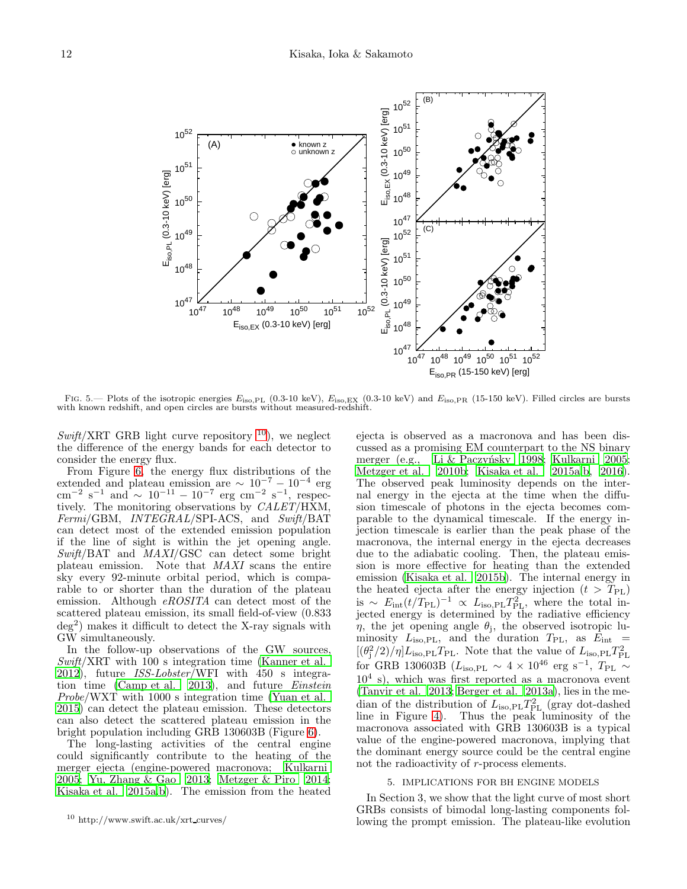FIG. 5.— Plots of the isotropic energies $E_{\rm iso,PL}$ (0.3-10 keV), $E_{\rm iso,EX}$ (0.3-10 keV) and $E_{\rm iso,PR}$ (15-150 keV). Filled circles are bursts with known redshift, and open circles are bursts without measured-redshift.

*Swift*/XRT GRB light curve repository [10]), we neglect the difference of the energy bands for each detector to consider the energy flux.

From Figure 6, the energy flux distributions of the extended and plateau emission are $\sim 10^{-7} - 10^{-4}$ erg cm$^{-2}$ s$^{-1}$ and $\sim 10^{-11} - 10^{-7}$ erg cm$^{-2}$ s$^{-1}$, respectively. The monitoring observations by *CALET*/HXM, *Fermi*/GBM, *INTEGRAL*/SPI-ACS, and *Swift*/BAT can detect most of the extended emission population if the line of sight is within the jet opening angle. *Swift*/BAT and *MAXI*/GSC can detect some bright plateau emission. Note that *MAXI* scans the entire sky every 92-minute orbital period, which is comparable to or shorter than the duration of the plateau emission. Although *eROSITA* can detect most of the scattered plateau emission, its small field-of-view (0.833 deg$^2$) makes it difficult to detect the X-ray signals with GW simultaneously.

In the follow-up observations of the GW sources, *Swift*/XRT with 100 s integration time (Kanner et al. 2012), future *ISS-Lobster*/WFI with 450 s integration time (Camp et al. 2013), and future *Einstein Probe*/WXT with 1000 s integration time (Yuan et al. 2015) can detect the plateau emission. These detectors can also detect the scattered plateau emission in the bright population including GRB 130603B (Figure 6).

The long-lasting activities of the central engine could significantly contribute to the heating of the merger ejecta (engine-powered macronova; Kulkarni 2005; Yu, Zhang & Gao 2013; Metzger & Piro 2014; Kisaka et al. 2015a,b). The emission from the heated ejecta is observed as a macronova and has been discussed as a promising EM counterpart to the NS binary merger (e.g., Li & Paczyński 1998; Kulkarni 2005; Metzger et al. 2010b; Kisaka et al. 2015a,b, 2016). The observed peak luminosity depends on the internal energy in the ejecta at the time when the diffusion timescale of photons in the ejecta becomes comparable to the dynamical timescale. If the energy injection timescale is earlier than the peak phase of the macronova, the internal energy in the ejecta decreases due to the adiabatic cooling. Then, the plateau emission is more effective for heating than the extended emission (Kisaka et al. 2015b). The internal energy in the heated ejecta after the energy injection ($t > T_{\rm PL}$) is $\sim E_{\rm int}(t/T_{\rm PL})^{-1} \propto L_{\rm iso,PL}T_{\rm PL}^2$, where the total injected energy is determined by the radiative efficiency $\eta$, the jet opening angle $\theta_{\rm j}$, the observed isotropic luminosity $L_{\rm iso,PL}$, and the duration $T_{\rm PL}$, as $E_{\rm int} = [(\theta_{\rm j}^2/2)/\eta]L_{\rm iso,PL}T_{\rm PL}$. Note that the value of $L_{\rm iso,PL}T_{\rm PL}^2$ for GRB 130603B ($L_{\rm iso,PL} \sim 4\times10^{46}$ erg s$^{-1}$, $T_{\rm PL} \sim 10^4$ s), which was first reported as a macronova event (Tanvir et al. 2013; Berger et al. 2013a), lies in the median of the distribution of $L_{\rm iso,PL}T_{\rm PL}^2$ (gray dot-dashed line in Figure 4). Thus the peak luminosity of the macronova associated with GRB 130603B is a typical value of the engine-powered macronova, implying that the dominant energy source could be the central engine not the radioactivity of *r*-process elements.

## 5. IMPLICATIONS FOR BH ENGINE MODELS

In Section 3, we show that the light curve of most short GRBs consists of bimodal long-lasting components following the prompt emission. The plateau-like evolution

[10] http://www.swift.ac.uk/xrt_curves/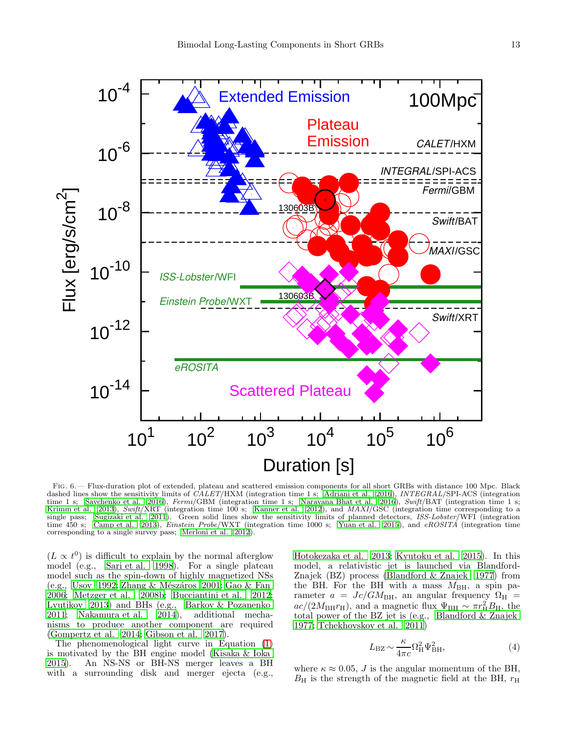FIG. 6.— Flux-duration plot of extended, plateau and scattered emission components for all short GRBs with distance 100 Mpc. Black dashed lines show the sensitivity limits of *CALET*/HXM (integration time 1 s; Adriani et al. 2016), *INTEGRAL*/SPI-ACS (integration time 1 s; Savchenko et al. 2016), *Fermi*/GBM (integration time 1 s; Narayana Bhat et al. 2016), *Swift*/BAT (integration time 1 s; Krimm et al. 2013), *Swift*/XRT (integration time 100 s; Kanner et al. 2012), and *MAXI*/GSC (integration time corresponding to a single pass; Sugizaki et al. 2011). Green solid lines show the sensitivity limits of planned detectors, *ISS-Lobster*/WFI (integration time 450 s; Camp et al. 2013), *Einstein Probe*/WXT (integration time 1000 s; Yuan et al. 2015), and *eROSITA* (integration time corresponding to a single survey pass; Merloni et al. 2012).

($L \propto t^0$) is difficult to explain by the normal afterglow model (e.g., Sari et al. 1998). For a single plateau model such as the spin-down of highly magnetized NSs (e.g., Usov 1992; Zhang & Mészáros 2001; Gao & Fan 2006; Metzger et al. 2008b; Bucciantini et al. 2012; Lyutikov 2013) and BHs (e.g., Barkov & Pozanenko 2011; Nakamura et al. 2014), additional mechanisms to produce another component are required (Gompertz et al. 2014; Gibson et al. 2017).

The phenomenological light curve in Equation (1) is motivated by the BH engine model (Kisaka & Ioka 2015). An NS-NS or BH-NS merger leaves a BH with a surrounding disk and merger ejecta (e.g., Hotokezaka et al. 2013; Kyutoku et al. 2015). In this model, a relativistic jet is launched via Blandford-Znajek (BZ) process (Blandford & Znajek 1977) from the BH. For the BH with a mass $M_{\rm BH}$, a spin parameter $a = Jc/GM_{\rm BH}$, an angular frequency $\Omega_{\rm H} = ac/(2M_{\rm BH}r_{\rm H})$, and a magnetic flux $\Psi_{\rm BH} \sim \pi r_{\rm H}^2 B_{\rm H}$, the total power of the BZ jet is (e.g., Blandford & Znajek 1977; Tchekhovskoy et al. 2011)

$$L_{\rm BZ} \sim \frac{\kappa}{4\pi c}\Omega_{\rm H}^2\Psi_{\rm BH}^2, \tag{4}$$

where $\kappa \approx 0.05$, $J$ is the angular momentum of the BH, $B_{\rm H}$ is the strength of the magnetic field at the BH, $r_{\rm H}$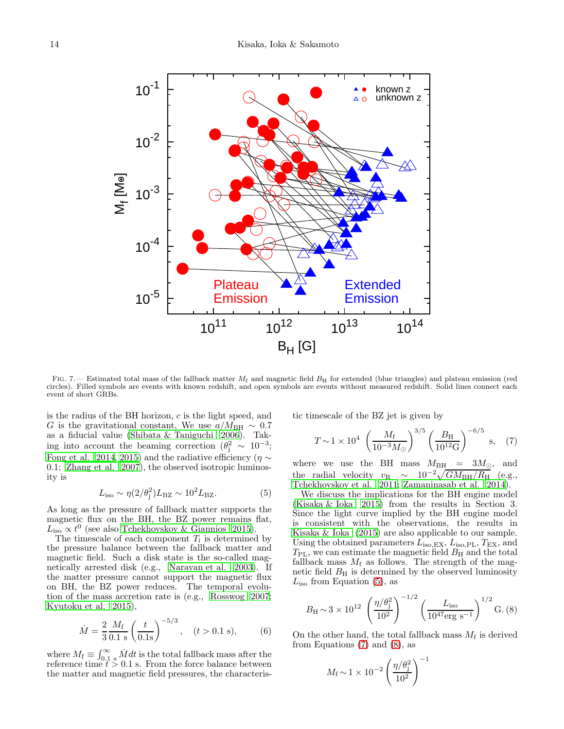FIG. 7.— Estimated total mass of the fallback matter $M_{\rm f}$ and magnetic field $B_{\rm H}$ for extended (blue triangles) and plateau emission (red circles). Filled symbols are events with known redshift, and open symbols are events without measured redshift. Solid lines connect each event of short GRBs.

is the radius of the BH horizon, $c$ is the light speed, and $G$ is the gravitational constant. We use $a/M_{\rm BH} \sim 0.7$ as a fiducial value (Shibata & Taniguchi 2006). Taking into account the beaming correction ($\theta_{\rm j}^2 \sim 10^{-3}$; Fong et al. 2014, 2015) and the radiative efficiency ($\eta \sim 0.1$; Zhang et al. 2007), the observed isotropic luminosity is

$$L_{\rm iso} \sim \eta (2/\theta_{\rm j}^2) L_{\rm BZ} \sim 10^2 L_{\rm BZ}. \quad (5)$$

As long as the pressure of fallback matter supports the magnetic flux on the BH, the BZ power remains flat, $L_{\rm iso} \propto t^0$ (see also Tchekhovskoy & Giannios 2015).

The timescale of each component $T_{\rm i}$ is determined by the pressure balance between the fallback matter and magnetic field. Such a disk state is the so-called magnetically arrested disk (e.g., Narayan et al. 2003). If the matter pressure cannot support the magnetic flux on BH, the BZ power reduces. The temporal evolution of the mass accretion rate is (e.g., Rosswog 2007; Kyutoku et al. 2015),

$$\dot{M} = \frac{2}{3} \frac{M_{\rm f}}{0.1 \ {\rm s}} \left( \frac{t}{0.1 {\rm s}} \right)^{-5/3}, \quad (t > 0.1 \ {\rm s}), \quad (6)$$

where $M_{\rm f} \equiv \int_{0.1 \ {\rm s}}^{\infty} \dot{M} dt$ is the total fallback mass after the reference time $t > 0.1$ s. From the force balance between the matter and magnetic field pressures, the characteristic timescale of the BZ jet is given by

$$T \sim 1 \times 10^4 \left( \frac{M_{\rm f}}{10^{-3} M_{\odot}} \right)^{3/5} \left( \frac{B_{\rm H}}{10^{12} {\rm G}} \right)^{-6/5} \ {\rm s}, \quad (7)$$

where we use the BH mass $M_{\rm BH} = 3 M_{\odot}$, and the radial velocity $v_{\rm R} \sim 10^{-2} \sqrt{G M_{\rm BH}/R_{\rm H}}$ (e.g., Tchekhovskoy et al. 2011; Zamaninasab et al. 2014).

We discuss the implications for the BH engine model (Kisaka & Ioka 2015) from the results in Section 3. Since the light curve implied by the BH engine model is consistent with the observations, the results in Kisaka & Ioka (2015) are also applicable to our sample. Using the obtained parameters $L_{\rm iso,EX}$, $L_{\rm iso,PL}$, $T_{\rm EX}$, and $T_{\rm PL}$, we can estimate the magnetic field $B_{\rm H}$ and the total fallback mass $M_{\rm f}$ as follows. The strength of the magnetic field $B_{\rm H}$ is determined by the observed luminosity $L_{\rm iso}$ from Equation (5), as

$$B_{\rm H} \sim 3 \times 10^{12} \left( \frac{\eta/\theta_{\rm j}^2}{10^2} \right)^{-1/2} \left( \frac{L_{\rm iso}}{10^{47} {\rm erg \ s^{-1}}} \right)^{1/2} {\rm G}. \quad (8)$$

On the other hand, the total fallback mass $M_{\rm f}$ is derived from Equations (7) and (8), as

$$M_{\rm f} \sim 1 \times 10^{-2} \left( \frac{\eta/\theta_{\rm j}^2}{10^2} \right)^{-1}$$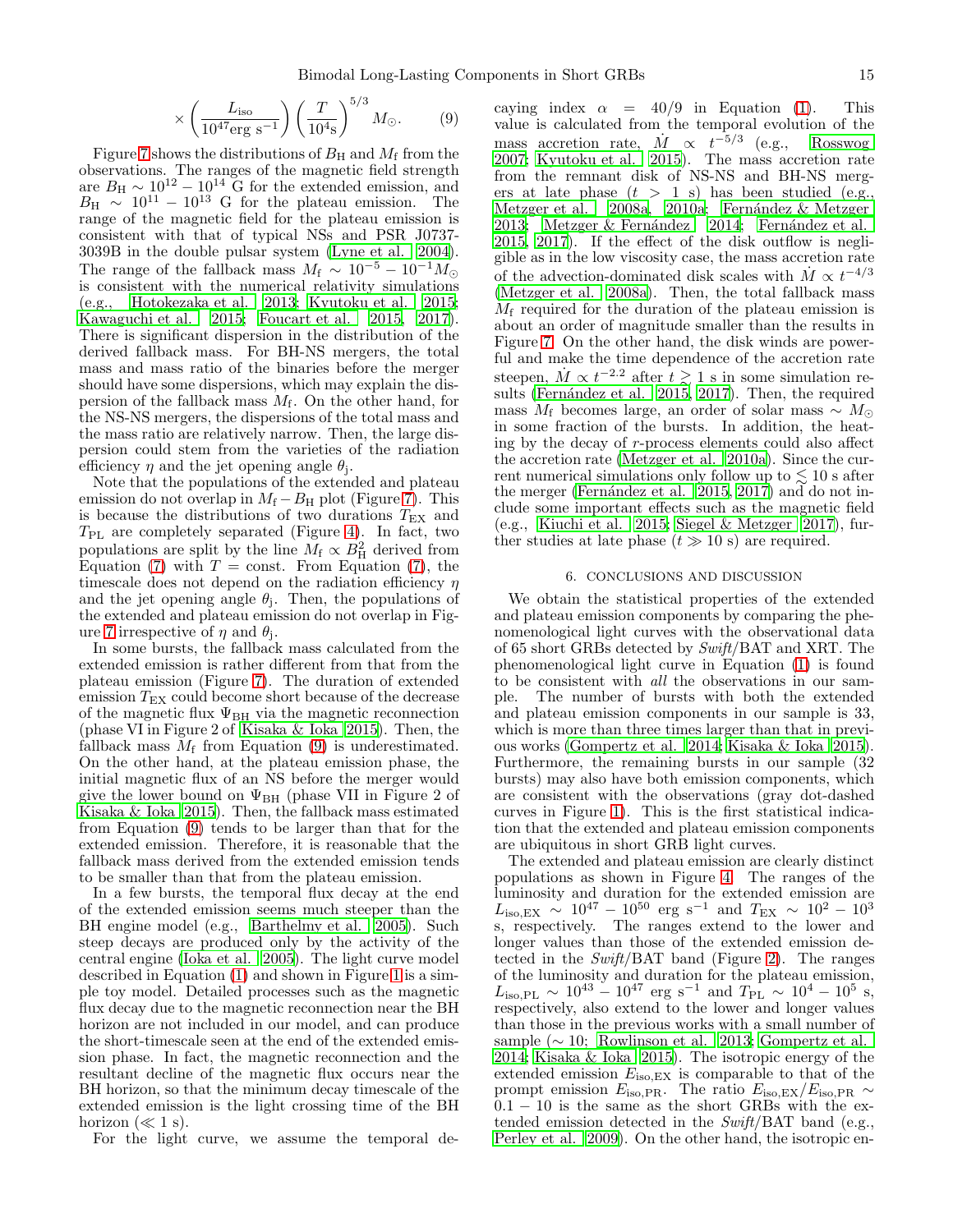$$\times \left(\frac{L_{\rm iso}}{10^{47} {\rm erg\ s^{-1}}}\right) \left(\frac{T}{10^4 {\rm s}}\right)^{5/3} M_\odot. \quad (9)$$

Figure 7 shows the distributions of $B_{\rm H}$ and $M_{\rm f}$ from the observations. The ranges of the magnetic field strength are $B_{\rm H} \sim 10^{12} - 10^{14}$ G for the extended emission, and $B_{\rm H} \sim 10^{11} - 10^{13}$ G for the plateau emission. The range of the magnetic field for the plateau emission is consistent with that of typical NSs and PSR J0737-3039B in the double pulsar system (Lyne et al. 2004). The range of the fallback mass $M_{\rm f} \sim 10^{-5} - 10^{-1} M_\odot$ is consistent with the numerical relativity simulations (e.g., Hotokezaka et al. 2013; Kyutoku et al. 2015; Kawaguchi et al. 2015; Foucart et al. 2015, 2017). There is significant dispersion in the distribution of the derived fallback mass. For BH-NS mergers, the total mass and mass ratio of the binaries before the merger should have some dispersions, which may explain the dispersion of the fallback mass $M_{\rm f}$. On the other hand, for the NS-NS mergers, the dispersions of the total mass and the mass ratio are relatively narrow. Then, the large dispersion could stem from the varieties of the radiation efficiency $\eta$ and the jet opening angle $\theta_{\rm j}$.

Note that the populations of the extended and plateau emission do not overlap in $M_{\rm f} - B_{\rm H}$ plot (Figure 7). This is because the distributions of two durations $T_{\rm EX}$ and $T_{\rm PL}$ are completely separated (Figure 4). In fact, two populations are split by the line $M_{\rm f} \propto B_{\rm H}^2$ derived from Equation (7) with $T =$ const. From Equation (7), the timescale does not depend on the radiation efficiency $\eta$ and the jet opening angle $\theta_{\rm j}$. Then, the populations of the extended and plateau emission do not overlap in Figure 7 irrespective of $\eta$ and $\theta_{\rm j}$.

In some bursts, the fallback mass calculated from the extended emission is rather different from that from the plateau emission (Figure 7). The duration of extended emission $T_{\rm EX}$ could become short because of the decrease of the magnetic flux $\Psi_{\rm BH}$ via the magnetic reconnection (phase VI in Figure 2 of Kisaka & Ioka 2015). Then, the fallback mass $M_{\rm f}$ from Equation (9) is underestimated. On the other hand, at the plateau emission phase, the initial magnetic flux of an NS before the merger would give the lower bound on $\Psi_{\rm BH}$ (phase VII in Figure 2 of Kisaka & Ioka 2015). Then, the fallback mass estimated from Equation (9) tends to be larger than that for the extended emission. Therefore, it is reasonable that the fallback mass derived from the extended emission tends to be smaller than that from the plateau emission.

In a few bursts, the temporal flux decay at the end of the extended emission seems much steeper than the BH engine model (e.g., Barthelmy et al. 2005). Such steep decays are produced only by the activity of the central engine (Ioka et al. 2005). The light curve model described in Equation (1) and shown in Figure 1 is a simple toy model. Detailed processes such as the magnetic flux decay due to the magnetic reconnection near the BH horizon are not included in our model, and can produce the short-timescale seen at the end of the extended emission phase. In fact, the magnetic reconnection and the resultant decline of the magnetic flux occurs near the BH horizon, so that the minimum decay timescale of the extended emission is the light crossing time of the BH horizon ($\ll 1$ s).

For the light curve, we assume the temporal decaying index $\alpha = 40/9$ in Equation (1). This value is calculated from the temporal evolution of the mass accretion rate, $\dot{M} \propto t^{-5/3}$ (e.g., Rosswog 2007; Kyutoku et al. 2015). The mass accretion rate from the remnant disk of NS-NS and BH-NS mergers at late phase ($t > 1$ s) has been studied (e.g., Metzger et al. 2008a, 2010a; Fernández & Metzger 2013; Metzger & Fernández 2014; Fernández et al. 2015, 2017). If the effect of the disk outflow is negligible as in the low viscosity case, the mass accretion rate of the advection-dominated disk scales with $\dot{M} \propto t^{-4/3}$ (Metzger et al. 2008a). Then, the total fallback mass $M_{\rm f}$ required for the duration of the plateau emission is about an order of magnitude smaller than the results in Figure 7. On the other hand, the disk winds are powerful and make the time dependence of the accretion rate steepen, $\dot{M} \propto t^{-2.2}$ after $t \gtrsim 1$ s in some simulation results (Fernández et al. 2015, 2017). Then, the required mass $M_{\rm f}$ becomes large, an order of solar mass $\sim M_\odot$ in some fraction of the bursts. In addition, the heating by the decay of $r$-process elements could also affect the accretion rate (Metzger et al. 2010a). Since the current numerical simulations only follow up to $\lesssim 10$ s after the merger (Fernández et al. 2015, 2017) and do not include some important effects such as the magnetic field (e.g., Kiuchi et al. 2015; Siegel & Metzger 2017), further studies at late phase ($t \gg 10$ s) are required.

## 6. CONCLUSIONS AND DISCUSSION

We obtain the statistical properties of the extended and plateau emission components by comparing the phenomenological light curves with the observational data of 65 short GRBs detected by *Swift*/BAT and XRT. The phenomenological light curve in Equation (1) is found to be consistent with *all* the observations in our sample. The number of bursts with both the extended and plateau emission components in our sample is 33, which is more than three times larger than that in previous works (Gompertz et al. 2014; Kisaka & Ioka 2015). Furthermore, the remaining bursts in our sample (32 bursts) may also have both emission components, which are consistent with the observations (gray dot-dashed curves in Figure 1). This is the first statistical indication that the extended and plateau emission components are ubiquitous in short GRB light curves.

The extended and plateau emission are clearly distinct populations as shown in Figure 4. The ranges of the luminosity and duration for the extended emission are $L_{\rm iso,EX} \sim 10^{47} - 10^{50}$ erg s$^{-1}$ and $T_{\rm EX} \sim 10^2 - 10^3$ s, respectively. The ranges extend to the lower and longer values than those of the extended emission detected in the *Swift*/BAT band (Figure 2). The ranges of the luminosity and duration for the plateau emission, $L_{\rm iso,PL} \sim 10^{43} - 10^{47}$ erg s$^{-1}$ and $T_{\rm PL} \sim 10^4 - 10^5$ s, respectively, also extend to the lower and longer values than those in the previous works with a small number of sample ($\sim 10$; Rowlinson et al. 2013; Gompertz et al. 2014; Kisaka & Ioka 2015). The isotropic energy of the extended emission $E_{\rm iso,EX}$ is comparable to that of the prompt emission $E_{\rm iso,PR}$. The ratio $E_{\rm iso,EX}/E_{\rm iso,PR} \sim 0.1 - 10$ is the same as the short GRBs with the extended emission detected in the *Swift*/BAT band (e.g., Perley et al. 2009). On the other hand, the isotropic en-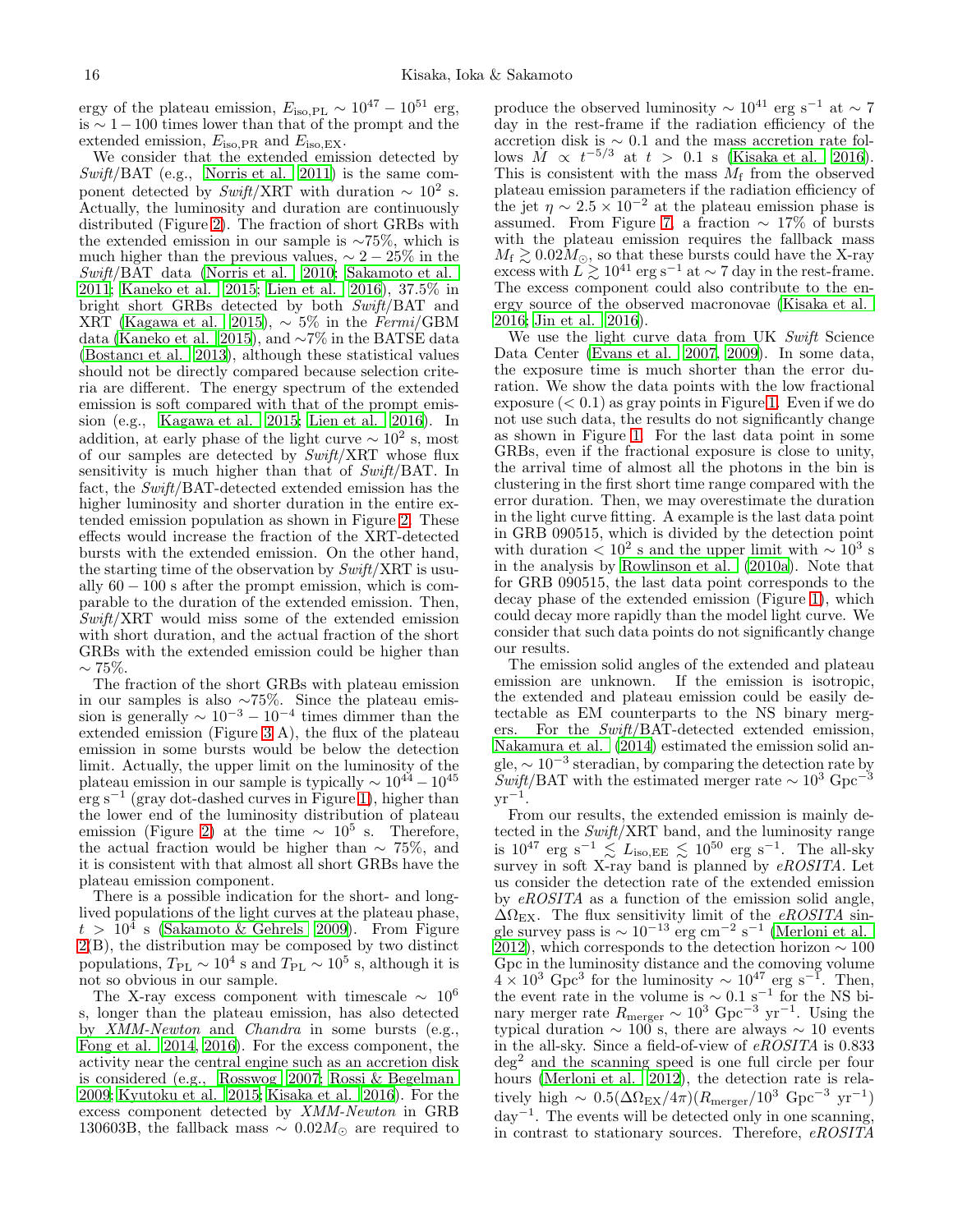ergy of the plateau emission, $E_{\rm iso,PL} \sim 10^{47} - 10^{51}$ erg, is $\sim 1 - 100$ times lower than that of the prompt and the extended emission, $E_{\rm iso,PR}$ and $E_{\rm iso,EX}$.

We consider that the extended emission detected by *Swift*/BAT (e.g., Norris et al. 2011) is the same component detected by *Swift*/XRT with duration $\sim 10^2$ s. Actually, the luminosity and duration are continuously distributed (Figure 2). The fraction of short GRBs with the extended emission in our sample is $\sim$75%, which is much higher than the previous values, $\sim 2 - 25$% in the *Swift*/BAT data (Norris et al. 2010; Sakamoto et al. 2011; Kaneko et al. 2015; Lien et al. 2016), 37.5% in bright short GRBs detected by both *Swift*/BAT and XRT (Kagawa et al. 2015), $\sim$ 5% in the *Fermi*/GBM data (Kaneko et al. 2015), and $\sim$7% in the BATSE data (Bostancı et al. 2013), although these statistical values should not be directly compared because selection criteria are different. The energy spectrum of the extended emission is soft compared with that of the prompt emission (e.g., Kagawa et al. 2015; Lien et al. 2016). In addition, at early phase of the light curve $\sim 10^2$ s, most of our samples are detected by *Swift*/XRT whose flux sensitivity is much higher than that of *Swift*/BAT. In fact, the *Swift*/BAT-detected extended emission has the higher luminosity and shorter duration in the entire extended emission population as shown in Figure 2. These effects would increase the fraction of the XRT-detected bursts with the extended emission. On the other hand, the starting time of the observation by *Swift*/XRT is usually $60 - 100$ s after the prompt emission, which is comparable to the duration of the extended emission. Then, *Swift*/XRT would miss some of the extended emission with short duration, and the actual fraction of the short GRBs with the extended emission could be higher than $\sim$ 75%.

The fraction of the short GRBs with plateau emission in our samples is also $\sim$75%. Since the plateau emission is generally $\sim 10^{-3} - 10^{-4}$ times dimmer than the extended emission (Figure 3 A), the flux of the plateau emission in some bursts would be below the detection limit. Actually, the upper limit on the luminosity of the plateau emission in our sample is typically $\sim 10^{44} - 10^{45}$ erg s$^{-1}$ (gray dot-dashed curves in Figure 1), higher than the lower end of the luminosity distribution of plateau emission (Figure 2) at the time $\sim 10^5$ s. Therefore, the actual fraction would be higher than $\sim$ 75%, and it is consistent with that almost all short GRBs have the plateau emission component.

There is a possible indication for the short- and long-lived populations of the light curves at the plateau phase, $t > 10^4$ s (Sakamoto & Gehrels 2009). From Figure 2(B), the distribution may be composed by two distinct populations, $T_{\rm PL} \sim 10^4$ s and $T_{\rm PL} \sim 10^5$ s, although it is not so obvious in our sample.

The X-ray excess component with timescale $\sim 10^6$ s, longer than the plateau emission, has also detected by *XMM-Newton* and *Chandra* in some bursts (e.g., Fong et al. 2014, 2016). For the excess component, the activity near the central engine such as an accretion disk is considered (e.g., Rosswog 2007; Rossi & Begelman 2009; Kyutoku et al. 2015; Kisaka et al. 2016). For the excess component detected by *XMM-Newton* in GRB 130603B, the fallback mass $\sim 0.02 M_\odot$ are required to produce the observed luminosity $\sim 10^{41}$ erg s$^{-1}$ at $\sim 7$ day in the rest-frame if the radiation efficiency of the accretion disk is $\sim 0.1$ and the mass accretion rate follows $\dot{M} \propto t^{-5/3}$ at $t > 0.1$ s (Kisaka et al. 2016). This is consistent with the mass $M_{\rm f}$ from the observed plateau emission parameters if the radiation efficiency of the jet $\eta \sim 2.5 \times 10^{-2}$ at the plateau emission phase is assumed. From Figure 7, a fraction $\sim$ 17% of bursts with the plateau emission requires the fallback mass $M_{\rm f} \gtrsim 0.02 M_\odot$, so that these bursts could have the X-ray excess with $L \gtrsim 10^{41}$ erg s$^{-1}$ at $\sim 7$ day in the rest-frame. The excess component could also contribute to the energy source of the observed macronovae (Kisaka et al. 2016; Jin et al. 2016).

We use the light curve data from UK *Swift* Science Data Center (Evans et al. 2007, 2009). In some data, the exposure time is much shorter than the error duration. We show the data points with the low fractional exposure ($< 0.1$) as gray points in Figure 1. Even if we do not use such data, the results do not significantly change as shown in Figure 1. For the last data point in some GRBs, even if the fractional exposure is close to unity, the arrival time of almost all the photons in the bin is clustering in the first short time range compared with the error duration. Then, we may overestimate the duration in the light curve fitting. A example is the last data point in GRB 090515, which is divided by the detection point with duration $< 10^2$ s and the upper limit with $\sim 10^3$ s in the analysis by Rowlinson et al. (2010a). Note that for GRB 090515, the last data point corresponds to the decay phase of the extended emission (Figure 1), which could decay more rapidly than the model light curve. We consider that such data points do not significantly change our results.

The emission solid angles of the extended and plateau emission are unknown. If the emission is isotropic, the extended and plateau emission could be easily detectable as EM counterparts to the NS binary mergers. For the *Swift*/BAT-detected extended emission, Nakamura et al. (2014) estimated the emission solid angle, $\sim 10^{-3}$ steradian, by comparing the detection rate by *Swift*/BAT with the estimated merger rate $\sim 10^3$ Gpc$^{-3}$ yr$^{-1}$.

From our results, the extended emission is mainly detected in the *Swift*/XRT band, and the luminosity range is $10^{47}$ erg s$^{-1}$ $\lesssim L_{\rm iso,EE} \lesssim 10^{50}$ erg s$^{-1}$. The all-sky survey in soft X-ray band is planned by *eROSITA*. Let us consider the detection rate of the extended emission by *eROSITA* as a function of the emission solid angle, $\Delta\Omega_{\rm EX}$. The flux sensitivity limit of the *eROSITA* single survey pass is $\sim 10^{-13}$ erg cm$^{-2}$ s$^{-1}$ (Merloni et al. 2012), which corresponds to the detection horizon $\sim 100$ Gpc in the luminosity distance and the comoving volume $4 \times 10^3$ Gpc$^3$ for the luminosity $\sim 10^{47}$ erg s$^{-1}$. Then, the event rate in the volume is $\sim 0.1$ s$^{-1}$ for the NS binary merger rate $R_{\rm merger} \sim 10^3$ Gpc$^{-3}$ yr$^{-1}$. Using the typical duration $\sim 100$ s, there are always $\sim 10$ events in the all-sky. Since a field-of-view of *eROSITA* is 0.833 deg$^2$ and the scanning speed is one full circle per four hours (Merloni et al. 2012), the detection rate is relatively high $\sim 0.5(\Delta\Omega_{\rm EX}/4\pi)(R_{\rm merger}/10^3~{\rm Gpc}^{-3}~{\rm yr}^{-1})$ day$^{-1}$. The events will be detected only in one scanning, in contrast to stationary sources. Therefore, *eROSITA*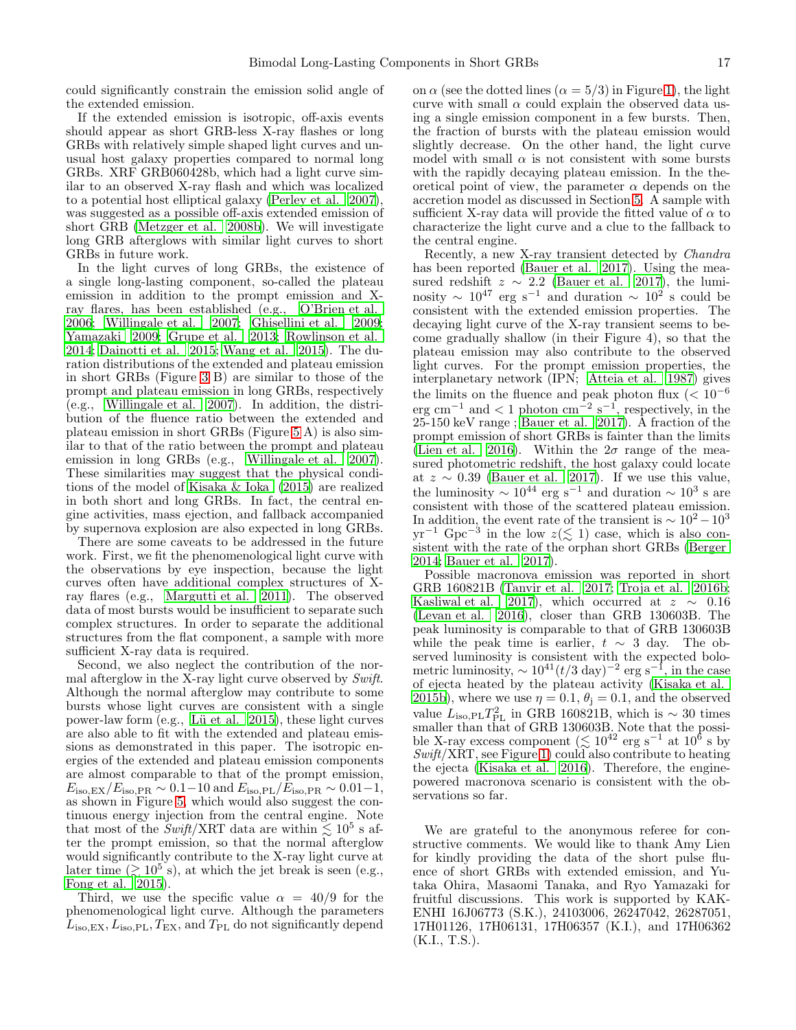could significantly constrain the emission solid angle of the extended emission.

If the extended emission is isotropic, off-axis events should appear as short GRB-less X-ray flashes or long GRBs with relatively simple shaped light curves and unusual host galaxy properties compared to normal long GRBs. XRF GRB060428b, which had a light curve similar to an observed X-ray flash and which was localized to a potential host elliptical galaxy (Perley et al. 2007), was suggested as a possible off-axis extended emission of short GRB (Metzger et al. 2008b). We will investigate long GRB afterglows with similar light curves to short GRBs in future work.

In the light curves of long GRBs, the existence of a single long-lasting component, so-called the plateau emission in addition to the prompt emission and X-ray flares, has been established (e.g., O'Brien et al. 2006; Willingale et al. 2007; Ghisellini et al. 2009; Yamazaki 2009; Grupe et al. 2013; Rowlinson et al. 2014; Dainotti et al. 2015; Wang et al. 2015). The duration distributions of the extended and plateau emission in short GRBs (Figure 3 B) are similar to those of the prompt and plateau emission in long GRBs, respectively (e.g., Willingale et al. 2007). In addition, the distribution of the fluence ratio between the extended and plateau emission in short GRBs (Figure 5 A) is also similar to that of the ratio between the prompt and plateau emission in long GRBs (e.g., Willingale et al. 2007). These similarities may suggest that the physical conditions of the model of Kisaka & Ioka (2015) are realized in both short and long GRBs. In fact, the central engine activities, mass ejection, and fallback accompanied by supernova explosion are also expected in long GRBs.

There are some caveats to be addressed in the future work. First, we fit the phenomenological light curve with the observations by eye inspection, because the light curves often have additional complex structures of X-ray flares (e.g., Margutti et al. 2011). The observed data of most bursts would be insufficient to separate such complex structures. In order to separate the additional structures from the flat component, a sample with more sufficient X-ray data is required.

Second, we also neglect the contribution of the normal afterglow in the X-ray light curve observed by *Swift*. Although the normal afterglow may contribute to some bursts whose light curves are consistent with a single power-law form (e.g., Lü et al. 2015), these light curves are also able to fit with the extended and plateau emissions as demonstrated in this paper. The isotropic energies of the extended and plateau emission components are almost comparable to that of the prompt emission, $E_{\rm iso,EX}/E_{\rm iso,PR} \sim 0.1-10$ and $E_{\rm iso,PL}/E_{\rm iso,PR} \sim 0.01-1$, as shown in Figure 5, which would also suggest the continuous energy injection from the central engine. Note that most of the *Swift*/XRT data are within $\lesssim 10^5$ s after the prompt emission, so that the normal afterglow would significantly contribute to the X-ray light curve at later time ($\gtrsim 10^5$ s), at which the jet break is seen (e.g., Fong et al. 2015).

Third, we use the specific value $\alpha = 40/9$ for the phenomenological light curve. Although the parameters $L_{\rm iso,EX}, L_{\rm iso,PL}, T_{\rm EX}$, and $T_{\rm PL}$ do not significantly depend on $\alpha$ (see the dotted lines ($\alpha = 5/3$) in Figure 1), the light curve with small $\alpha$ could explain the observed data using a single emission component in a few bursts. Then, the fraction of bursts with the plateau emission would slightly decrease. On the other hand, the light curve model with small $\alpha$ is not consistent with some bursts with the rapidly decaying plateau emission. In the theoretical point of view, the parameter $\alpha$ depends on the accretion model as discussed in Section 5. A sample with sufficient X-ray data will provide the fitted value of $\alpha$ to characterize the light curve and a clue to the fallback to the central engine.

Recently, a new X-ray transient detected by *Chandra* has been reported (Bauer et al. 2017). Using the measured redshift $z \sim 2.2$ (Bauer et al. 2017), the luminosity $\sim 10^{47}$ erg s$^{-1}$ and duration $\sim 10^2$ s could be consistent with the extended emission properties. The decaying light curve of the X-ray transient seems to become gradually shallow (in their Figure 4), so that the plateau emission may also contribute to the observed light curves. For the prompt emission properties, the interplanetary network (IPN; Atteia et al. 1987) gives the limits on the fluence and peak photon flux ($< 10^{-6}$ erg cm$^{-2}$ and $< 1$ photon cm$^{-2}$ s$^{-1}$, respectively, in the 25-150 keV range ; Bauer et al. 2017). A fraction of the prompt emission of short GRBs is fainter than the limits (Lien et al. 2016). Within the $2\sigma$ range of the measured photometric redshift, the host galaxy could locate at $z \sim 0.39$ (Bauer et al. 2017). If we use this value, the luminosity $\sim 10^{44}$ erg s$^{-1}$ and duration $\sim 10^3$ s are consistent with those of the scattered plateau emission. In addition, the event rate of the transient is $\sim 10^2 - 10^3$ yr$^{-1}$ Gpc$^{-3}$ in the low $z (\lesssim 1)$ case, which is also consistent with the rate of the orphan short GRBs (Berger 2014; Bauer et al. 2017).

Possible macronova emission was reported in short GRB 160821B (Tanvir et al. 2017; Troja et al. 2016b; Kasliwal et al. 2017), which occurred at $z \sim 0.16$ (Levan et al. 2016), closer than GRB 130603B. The peak luminosity is comparable to that of GRB 130603B while the peak time is earlier, $t \sim 3$ day. The observed luminosity is consistent with the expected bolometric luminosity, $\sim 10^{41} (t/3 \ {\rm day})^{-2}$ erg s$^{-1}$, in the case of ejecta heated by the plateau activity (Kisaka et al. 2015b), where we use $\eta = 0.1$, $\theta_{\rm j} = 0.1$, and the observed value $L_{\rm iso,PL} T_{\rm PL}^2$ in GRB 160821B, which is $\sim 30$ times smaller than that of GRB 130603B. Note that the possible X-ray excess component ($\lesssim 10^{42}$ erg s$^{-1}$ at $10^6$ s by *Swift*/XRT, see Figure 1) could also contribute to heating the ejecta (Kisaka et al. 2016). Therefore, the engine-powered macronova scenario is consistent with the observations so far.

We are grateful to the anonymous referee for constructive comments. We would like to thank Amy Lien for kindly providing the data of the short pulse fluence of short GRBs with extended emission, and Yutaka Ohira, Masaomi Tanaka, and Ryo Yamazaki for fruitful discussions. This work is supported by KAKENHI 16J06773 (S.K.), 24103006, 26247042, 26287051, 17H01126, 17H06131, 17H06357 (K.I.), and 17H06362 (K.I., T.S.).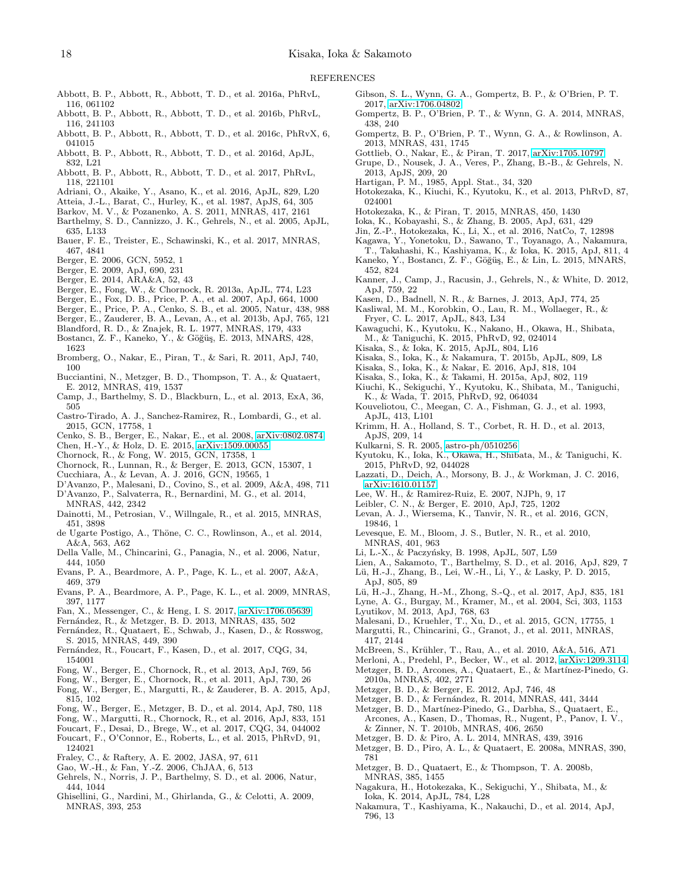REFERENCES

Abbott, B. P., Abbott, R., Abbott, T. D., et al. 2016a, PhRvL, 116, 061102

Abbott, B. P., Abbott, R., Abbott, T. D., et al. 2016b, PhRvL, 116, 241103

Abbott, B. P., Abbott, R., Abbott, T. D., et al. 2016c, PhRvX, 6, 041015

Abbott, B. P., Abbott, R., Abbott, T. D., et al. 2016d, ApJL, 832, L21

Abbott, B. P., Abbott, R., Abbott, T. D., et al. 2017, PhRvL, 118, 221101

Adriani, O., Akaike, Y., Asano, K., et al. 2016, ApJL, 829, L20

Atteia, J.-L., Barat, C., Hurley, K., et al. 1987, ApJS, 64, 305

Barkov, M. V., & Pozanenko, A. S. 2011, MNRAS, 417, 2161

Barthelmy, S. D., Cannizzo, J. K., Gehrels, N., et al. 2005, ApJL, 635, L133

Bauer, F. E., Treister, E., Schawinski, K., et al. 2017, MNRAS, 467, 4841

Berger, E. 2006, GCN, 5952, 1

Berger, E. 2009, ApJ, 690, 231

Berger, E. 2014, ARA&A, 52, 43

Berger, E., Fong, W., & Chornock, R. 2013a, ApJL, 774, L23

Berger, E., Fox, D. B., Price, P. A., et al. 2007, ApJ, 664, 1000

Berger, E., Price, P. A., Cenko, S. B., et al. 2005, Natur, 438, 988

Berger, E., Zauderer, B. A., Levan, A., et al. 2013b, ApJ, 765, 121

Blandford, R. D., & Znajek, R. L. 1977, MNRAS, 179, 433

Bostancı, Z. F., Kaneko, Y., & Göğüş, E. 2013, MNARS, 428, 1623

Bromberg, O., Nakar, E., Piran, T., & Sari, R. 2011, ApJ, 740, 100

Bucciantini, N., Metzger, B. D., Thompson, T. A., & Quataert, E. 2012, MNRAS, 419, 1537

Camp, J., Barthelmy, S. D., Blackburn, L., et al. 2013, ExA, 36, 505

Castro-Tirado, A. J., Sanchez-Ramirez, R., Lombardi, G., et al. 2015, GCN, 17758, 1

Cenko, S. B., Berger, E., Nakar, E., et al. 2008, arXiv:0802.0874

Chen, H.-Y., & Holz, D. E. 2015, arXiv:1509.00055

Chornock, R., & Fong, W. 2015, GCN, 17358, 1

Chornock, R., Lunnan, R., & Berger, E. 2013, GCN, 15307, 1

Cucchiara, A., & Levan, A. J. 2016, GCN, 19565, 1

D'Avanzo, P., Malesani, D., Covino, S., et al. 2009, A&A, 498, 711

D'Avanzo, P., Salvaterra, R., Bernardini, M. G., et al. 2014, MNRAS, 442, 2342

Dainotti, M., Petrosian, V., Willngale, R., et al. 2015, MNRAS, 451, 3898

de Ugarte Postigo, A., Thöne, C. C., Rowlinson, A., et al. 2014, A&A, 563, A62

Della Valle, M., Chincarini, G., Panagia, N., et al. 2006, Natur, 444, 1050

Evans, P. A., Beardmore, A. P., Page, K. L., et al. 2007, A&A, 469, 379

Evans, P. A., Beardmore, A. P., Page, K. L., et al. 2009, MNRAS, 397, 1177

Fan, X., Messenger, C., & Heng, I. S. 2017, arXiv:1706.05639

Fernández, R., & Metzger, B. D. 2013, MNRAS, 435, 502

Fernández, R., Quataert, E., Schwab, J., Kasen, D., & Rosswog, S. 2015, MNRAS, 449, 390

Fernández, R., Foucart, F., Kasen, D., et al. 2017, CQG, 34, 154001

Fong, W., Berger, E., Chornock, R., et al. 2013, ApJ, 769, 56

Fong, W., Berger, E., Chornock, R., et al. 2011, ApJ, 730, 26

Fong, W., Berger, E., Margutti, R., & Zauderer, B. A. 2015, ApJ, 815, 102

Fong, W., Berger, E., Metzger, B. D., et al. 2014, ApJ, 780, 118

Fong, W., Margutti, R., Chornock, R., et al. 2016, ApJ, 833, 151

Foucart, F., Desai, D., Brege, W., et al. 2017, CQG, 34, 044002

Foucart, F., O'Connor, E., Roberts, L., et al. 2015, PhRvD, 91, 124021

Fraley, C., & Raftery, A. E. 2002, JASA, 97, 611

Gao, W.-H., & Fan, Y.-Z. 2006, ChJAA, 6, 513

Gehrels, N., Norris, J. P., Barthelmy, S. D., et al. 2006, Natur, 444, 1044

Ghisellini, G., Nardini, M., Ghirlanda, G., & Celotti, A. 2009, MNRAS, 393, 253

Gibson, S. L., Wynn, G. A., Gompertz, B. P., & O'Brien, P. T. 2017, arXiv:1706.04802

Gompertz, B. P., O'Brien, P. T., & Wynn, G. A. 2014, MNRAS, 438, 240

Gompertz, B. P., O'Brien, P. T., Wynn, G. A., & Rowlinson, A. 2013, MNRAS, 431, 1745

Gottlieb, O., Nakar, E., & Piran, T. 2017, arXiv:1705.10797

Grupe, D., Nousek, J. A., Veres, P., Zhang, B.-B., & Gehrels, N. 2013, ApJS, 209, 20

Hartigan, P. M., 1985, Appl. Stat., 34, 320

Hotokezaka, K., Kiuchi, K., Kyutoku, K., et al. 2013, PhRvD, 87, 024001

Hotokezaka, K., & Piran, T. 2015, MNRAS, 450, 1430

Ioka, K., Kobayashi, S., & Zhang, B. 2005, ApJ, 631, 429

Jin, Z.-P., Hotokezaka, K., Li, X., et al. 2016, NatCo, 7, 12898

Kagawa, Y., Yonetoku, D., Sawano, T., Toyanago, A., Nakamura, T., Takahashi, K., Kashiyama, K., & Ioka, K. 2015, ApJ, 811, 4

Kaneko, Y., Bostancı, Z. F., Göğüş, E., & Lin, L. 2015, MNARS, 452, 824

Kanner, J., Camp, J., Racusin, J., Gehrels, N., & White, D. 2012, ApJ, 759, 22

Kasen, D., Badnell, N. R., & Barnes, J. 2013, ApJ, 774, 25

Kasliwal, M. M., Korobkin, O., Lau, R. M., Wollaeger, R., & Fryer, C. L. 2017, ApJL, 843, L34

Kawaguchi, K., Kyutoku, K., Nakano, H., Okawa, H., Shibata, M., & Taniguchi, K. 2015, PhRvD, 92, 024014

Kisaka, S., & Ioka, K. 2015, ApJL, 804, L16

Kisaka, S., Ioka, K., & Nakamura, T. 2015b, ApJL, 809, L8

Kisaka, S., Ioka, K., & Nakar, E. 2016, ApJ, 818, 104

Kisaka, S., Ioka, K., & Takami, H. 2015a, ApJ, 802, 119

Kiuchi, K., Sekiguchi, Y., Kyutoku, K., Shibata, M., Taniguchi, K., & Wada, T. 2015, PhRvD, 92, 064034

Kouveliotou, C., Meegan, C. A., Fishman, G. J., et al. 1993, ApJL, 413, L101

Krimm, H. A., Holland, S. T., Corbet, R. H. D., et al. 2013, ApJS, 209, 14

Kulkarni, S. R. 2005, astro-ph/0510256

Kyutoku, K., Ioka, K., Okawa, H., Shibata, M., & Taniguchi, K. 2015, PhRvD, 92, 044028

Lazzati, D., Deich, A., Morsony, B. J., & Workman, J. C. 2016, arXiv:1610.01157

Lee, W. H., & Ramirez-Ruiz, E. 2007, NJPh, 9, 17

Leibler, C. N., & Berger, E. 2010, ApJ, 725, 1202

Levan, A. J., Wiersema, K., Tanvir, N. R., et al. 2016, GCN, 19846, 1

Levesque, E. M., Bloom, J. S., Butler, N. R., et al. 2010, MNRAS, 401, 963

Li, L.-X., & Paczyński, B. 1998, ApJL, 507, L59

Lien, A., Sakamoto, T., Barthelmy, S. D., et al. 2016, ApJ, 829, 7

Lü, H.-J., Zhang, B., Lei, W.-H., Li, Y., & Lasky, P. D. 2015, ApJ, 805, 89

Lü, H.-J., Zhang, H.-M., Zhong, S.-Q., et al. 2017, ApJ, 835, 181

Lyne, A. G., Burgay, M., Kramer, M., et al. 2004, Sci, 303, 1153

Lyutikov, M. 2013, ApJ, 768, 63

Malesani, D., Kruehler, T., Xu, D., et al. 2015, GCN, 17755, 1

Margutti, R., Chincarini, G., Granot, J., et al. 2011, MNRAS, 417, 2144

McBreen, S., Krühler, T., Rau, A., et al. 2010, A&A, 516, A71

Merloni, A., Predehl, P., Becker, W., et al. 2012, arXiv:1209.3114

Metzger, B. D., Arcones, A., Quataert, E., & Martínez-Pinedo, G. 2010a, MNRAS, 402, 2771

Metzger, B. D., & Berger, E. 2012, ApJ, 746, 48

Metzger, B. D., & Fernández, R. 2014, MNRAS, 441, 3444

Metzger, B. D., Martínez-Pinedo, G., Darbha, S., Quataert, E., Arcones, A., Kasen, D., Thomas, R., Nugent, P., Panov, I. V., & Zinner, N. T. 2010b, MNRAS, 406, 2650

Metzger, B. D. & Piro, A. L. 2014, MNRAS, 439, 3916

Metzger, B. D., Piro, A. L., & Quataert, E. 2008a, MNRAS, 390, 781

Metzger, B. D., Quataert, E., & Thompson, T. A. 2008b, MNRAS, 385, 1455

Nagakura, H., Hotokezaka, K., Sekiguchi, Y., Shibata, M., & Ioka, K. 2014, ApJL, 784, L28

Nakamura, T., Kashiyama, K., Nakauchi, D., et al. 2014, ApJ, 796, 13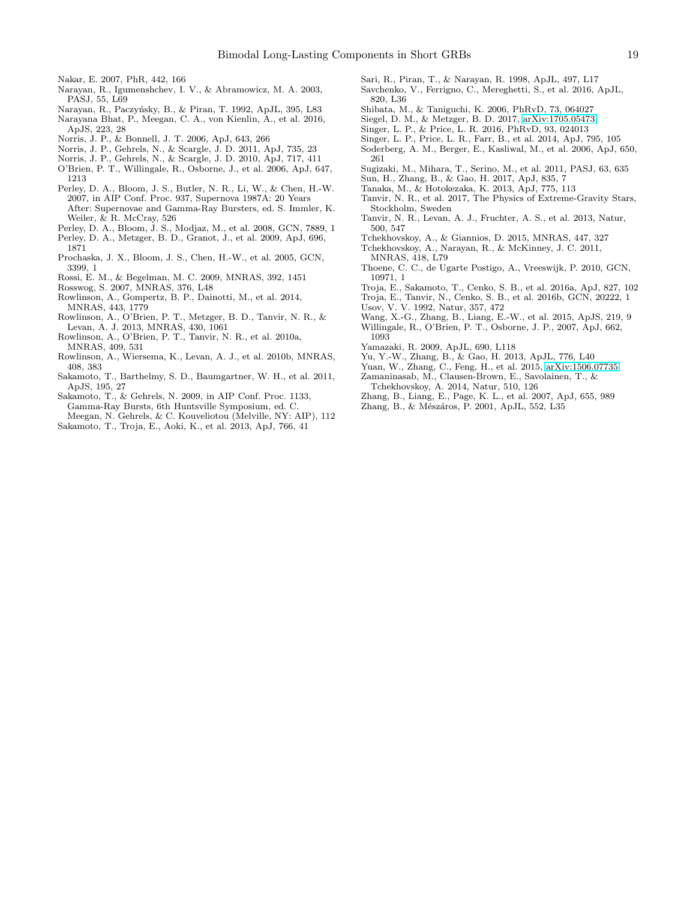Nakar, E. 2007, PhR, 442, 166

Narayan, R., Igumenshchev, I. V., & Abramowicz, M. A. 2003, PASJ, 55, L69

Narayan, R., Paczyński, B., & Piran, T. 1992, ApJL, 395, L83

Narayana Bhat, P., Meegan, C. A., von Kienlin, A., et al. 2016, ApJS, 223, 28

Norris, J. P., & Bonnell, J. T. 2006, ApJ, 643, 266

Norris, J. P., Gehrels, N., & Scargle, J. D. 2011, ApJ, 735, 23

Norris, J. P., Gehrels, N., & Scargle, J. D. 2010, ApJ, 717, 411

O'Brien, P. T., Willingale, R., Osborne, J., et al. 2006, ApJ, 647, 1213

Perley, D. A., Bloom, J. S., Butler, N. R., Li, W., & Chen, H.-W. 2007, in AIP Conf. Proc. 937, Supernova 1987A: 20 Years After: Supernovae and Gamma-Ray Bursters, ed. S. Immler, K. Weiler, & R. McCray, 526

Perley, D. A., Bloom, J. S., Modjaz, M., et al. 2008, GCN, 7889, 1

Perley, D. A., Metzger, B. D., Granot, J., et al. 2009, ApJ, 696, 1871

Prochaska, J. X., Bloom, J. S., Chen, H.-W., et al. 2005, GCN, 3399, 1

Rossi, E. M., & Begelman, M. C. 2009, MNRAS, 392, 1451

Rosswog, S. 2007, MNRAS, 376, L48

Rowlinson, A., Gompertz, B. P., Dainotti, M., et al. 2014, MNRAS, 443, 1779

Rowlinson, A., O'Brien, P. T., Metzger, B. D., Tanvir, N. R., & Levan, A. J. 2013, MNRAS, 430, 1061

Rowlinson, A., O'Brien, P. T., Tanvir, N. R., et al. 2010a, MNRAS, 409, 531

Rowlinson, A., Wiersema, K., Levan, A. J., et al. 2010b, MNRAS, 408, 383

Sakamoto, T., Barthelmy, S. D., Baumgartner, W. H., et al. 2011, ApJS, 195, 27

Sakamoto, T., & Gehrels, N. 2009, in AIP Conf. Proc. 1133, Gamma-Ray Bursts, 6th Huntsville Symposium, ed. C. Meegan, N. Gehrels, & C. Kouveliotou (Melville, NY: AIP), 112

Sakamoto, T., Troja, E., Aoki, K., et al. 2013, ApJ, 766, 41

Sari, R., Piran, T., & Narayan, R. 1998, ApJL, 497, L17

Savchenko, V., Ferrigno, C., Mereghetti, S., et al. 2016, ApJL, 820, L36

Shibata, M., & Taniguchi, K. 2006, PhRvD, 73, 064027

Siegel, D. M., & Metzger, B. D. 2017, arXiv:1705.05473

Singer, L. P., & Price, L. R. 2016, PhRvD, 93, 024013

Singer, L. P., Price, L. R., Farr, B., et al. 2014, ApJ, 795, 105

Soderberg, A. M., Berger, E., Kasliwal, M., et al. 2006, ApJ, 650, 261

Sugizaki, M., Mihara, T., Serino, M., et al. 2011, PASJ, 63, 635

Sun, H., Zhang, B., & Gao, H. 2017, ApJ, 835, 7

Tanaka, M., & Hotokezaka, K. 2013, ApJ, 775, 113

Tanvir, N. R., et al. 2017, The Physics of Extreme-Gravity Stars, Stockholm, Sweden

Tanvir, N. R., Levan, A. J., Fruchter, A. S., et al. 2013, Natur, 500, 547

Tchekhovskoy, A., & Giannios, D. 2015, MNRAS, 447, 327

Tchekhovskoy, A., Narayan, R., & McKinney, J. C. 2011, MNRAS, 418, L79

Thoene, C. C., de Ugarte Postigo, A., Vreeswijk, P. 2010, GCN, 10971, 1

Troja, E., Sakamoto, T., Cenko, S. B., et al. 2016a, ApJ, 827, 102

Troja, E., Tanvir, N., Cenko, S. B., et al. 2016b, GCN, 20222, 1

Usov, V. V. 1992, Natur, 357, 472

Wang, X.-G., Zhang, B., Liang, E.-W., et al. 2015, ApJS, 219, 9

Willingale, R., O'Brien, P. T., Osborne, J. P., 2007, ApJ, 662, 1093

Yamazaki, R. 2009, ApJL, 690, L118

Yu, Y.-W., Zhang, B., & Gao, H. 2013, ApJL, 776, L40

Yuan, W., Zhang, C., Feng, H., et al. 2015, arXiv:1506.07735

Zamaninasab, M., Clausen-Brown, E., Savolainen, T., & Tchekhovskoy, A. 2014, Natur, 510, 126

Zhang, B., Liang, E., Page, K. L., et al. 2007, ApJ, 655, 989

Zhang, B., & Mészáros, P. 2001, ApJL, 552, L35